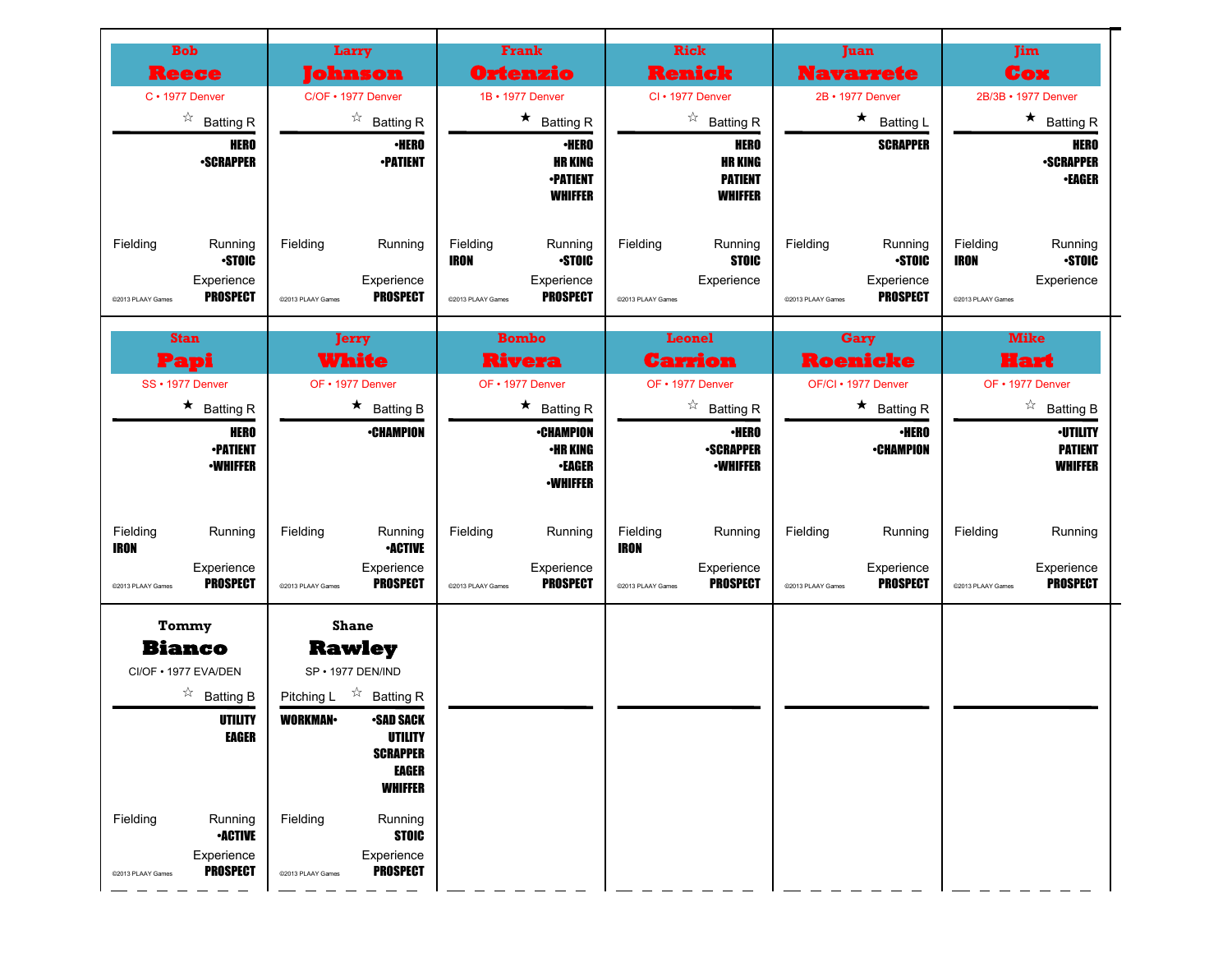## Bob Reece
C • 1977 Denver

☆ Batting R

HERO
•SCRAPPER

Fielding

Running
•STOIC

Experience
PROSPECT

©2013 PLAAY Games

## Larry Johnson
C/OF • 1977 Denver

☆ Batting R

•HERO
•PATIENT

Fielding

Running

Experience
PROSPECT

©2013 PLAAY Games

## Frank Ortenzio
1B • 1977 Denver

★ Batting R

•HERO
HR KING
•PATIENT
WHIFFER

Fielding
IRON

Running
•STOIC

Experience
PROSPECT

©2013 PLAAY Games

## Rick Renick
CI • 1977 Denver

☆ Batting R

HERO
HR KING
PATIENT
WHIFFER

Fielding

Running
STOIC

Experience

©2013 PLAAY Games

## Juan Navarrete
2B • 1977 Denver

★ Batting L

SCRAPPER

Fielding

Running
•STOIC

Experience
PROSPECT

©2013 PLAAY Games

## Jim Cox
2B/3B • 1977 Denver

★ Batting R

HERO
•SCRAPPER
•EAGER

Fielding
IRON

Running
•STOIC

Experience

©2013 PLAAY Games

## Stan Papi
SS • 1977 Denver

★ Batting R

HERO
•PATIENT
•WHIFFER

Fielding
IRON

Running

Experience
PROSPECT

©2013 PLAAY Games

## Jerry White
OF • 1977 Denver

★ Batting B

•CHAMPION

Fielding

Running
•ACTIVE

Experience
PROSPECT

©2013 PLAAY Games

## Bombo Rivera
OF • 1977 Denver

★ Batting R

•CHAMPION
•HR KING
•EAGER
•WHIFFER

Fielding

Running

Experience
PROSPECT

©2013 PLAAY Games

## Leonel Carrion
OF • 1977 Denver

☆ Batting R

•HERO
•SCRAPPER
•WHIFFER

Fielding
IRON

Running

Experience
PROSPECT

©2013 PLAAY Games

## Gary Roenicke
OF/CI • 1977 Denver

★ Batting R

•HERO
•CHAMPION

Fielding

Running

Experience
PROSPECT

©2013 PLAAY Games

## Mike Hart
OF • 1977 Denver

☆ Batting B

•UTILITY
PATIENT
WHIFFER

Fielding

Running

Experience
PROSPECT

©2013 PLAAY Games

## Tommy Bianco
CI/OF • 1977 EVA/DEN

☆ Batting B

UTILITY
EAGER

Fielding

Running
•ACTIVE

Experience
PROSPECT

©2013 PLAAY Games

## Shane Rawley
SP • 1977 DEN/IND

Pitching L ☆ Batting R

WORKMAN•

•SAD SACK
UTILITY
SCRAPPER
EAGER
WHIFFER

Fielding

Running
STOIC

Experience
PROSPECT

©2013 PLAAY Games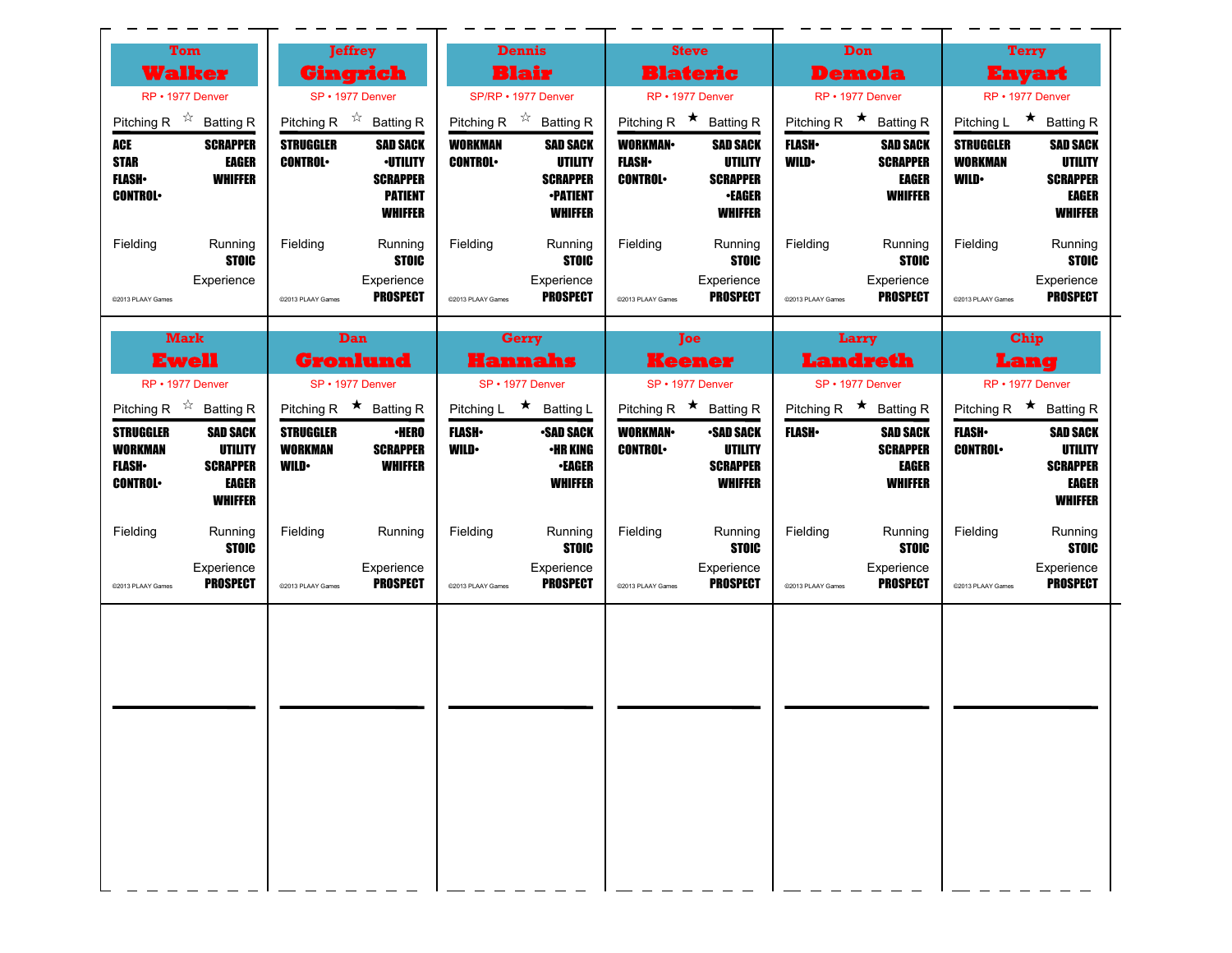## Tom Walker
RP • 1977 Denver

Pitching R ☆ Batting R

| Pitching | Batting |
|---|---|
| ACE | SCRAPPER |
| STAR | EAGER |
| FLASH• | WHIFFER |
| CONTROL• | |

Fielding

Running: STOIC

Experience

©2013 PLAAY Games

## Jeffrey Gingrich
SP • 1977 Denver

Pitching R ☆ Batting R

| Pitching | Batting |
|---|---|
| STRUGGLER | SAD SACK |
| CONTROL• | •UTILITY |
| | SCRAPPER |
| | PATIENT |
| | WHIFFER |

Fielding

Running: STOIC

Experience: PROSPECT

©2013 PLAAY Games

## Dennis Blair
SP/RP • 1977 Denver

Pitching R ☆ Batting R

| Pitching | Batting |
|---|---|
| WORKMAN | SAD SACK |
| CONTROL• | UTILITY |
| | SCRAPPER |
| | •PATIENT |
| | WHIFFER |

Fielding

Running: STOIC

Experience: PROSPECT

©2013 PLAAY Games

## Steve Blateric
RP • 1977 Denver

Pitching R ★ Batting R

| Pitching | Batting |
|---|---|
| WORKMAN• | SAD SACK |
| FLASH• | UTILITY |
| CONTROL• | SCRAPPER |
| | •EAGER |
| | WHIFFER |

Fielding

Running: STOIC

Experience: PROSPECT

©2013 PLAAY Games

## Don Demola
RP • 1977 Denver

Pitching R ★ Batting R

| Pitching | Batting |
|---|---|
| FLASH• | SAD SACK |
| WILD• | SCRAPPER |
| | EAGER |
| | WHIFFER |

Fielding

Running: STOIC

Experience: PROSPECT

©2013 PLAAY Games

## Terry Enyart
RP • 1977 Denver

Pitching L ★ Batting R

| Pitching | Batting |
|---|---|
| STRUGGLER | SAD SACK |
| WORKMAN | UTILITY |
| WILD• | SCRAPPER |
| | EAGER |
| | WHIFFER |

Fielding

Running: STOIC

Experience: PROSPECT

©2013 PLAAY Games

## Mark Ewell
RP • 1977 Denver

Pitching R ☆ Batting R

| Pitching | Batting |
|---|---|
| STRUGGLER | SAD SACK |
| WORKMAN | UTILITY |
| FLASH• | SCRAPPER |
| CONTROL• | EAGER |
| | WHIFFER |

Fielding

Running: STOIC

Experience: PROSPECT

©2013 PLAAY Games

## Dan Gronlund
SP • 1977 Denver

Pitching R ★ Batting R

| Pitching | Batting |
|---|---|
| STRUGGLER | •HERO |
| WORKMAN | SCRAPPER |
| WILD• | WHIFFER |

Fielding

Running

Experience: PROSPECT

©2013 PLAAY Games

## Gerry Hannahs
SP • 1977 Denver

Pitching L ★ Batting L

| Pitching | Batting |
|---|---|
| FLASH• | •SAD SACK |
| WILD• | •HR KING |
| | •EAGER |
| | WHIFFER |

Fielding

Running: STOIC

Experience: PROSPECT

©2013 PLAAY Games

## Joe Keener
SP • 1977 Denver

Pitching R ★ Batting R

| Pitching | Batting |
|---|---|
| WORKMAN• | •SAD SACK |
| CONTROL• | UTILITY |
| | SCRAPPER |
| | WHIFFER |

Fielding

Running: STOIC

Experience: PROSPECT

©2013 PLAAY Games

## Larry Landreth
SP • 1977 Denver

Pitching R ★ Batting R

| Pitching | Batting |
|---|---|
| FLASH• | SAD SACK |
| | SCRAPPER |
| | EAGER |
| | WHIFFER |

Fielding

Running: STOIC

Experience: PROSPECT

©2013 PLAAY Games

## Chip Lang
RP • 1977 Denver

Pitching R ★ Batting R

| Pitching | Batting |
|---|---|
| FLASH• | SAD SACK |
| CONTROL• | UTILITY |
| | SCRAPPER |
| | EAGER |
| | WHIFFER |

Fielding

Running: STOIC

Experience: PROSPECT

©2013 PLAAY Games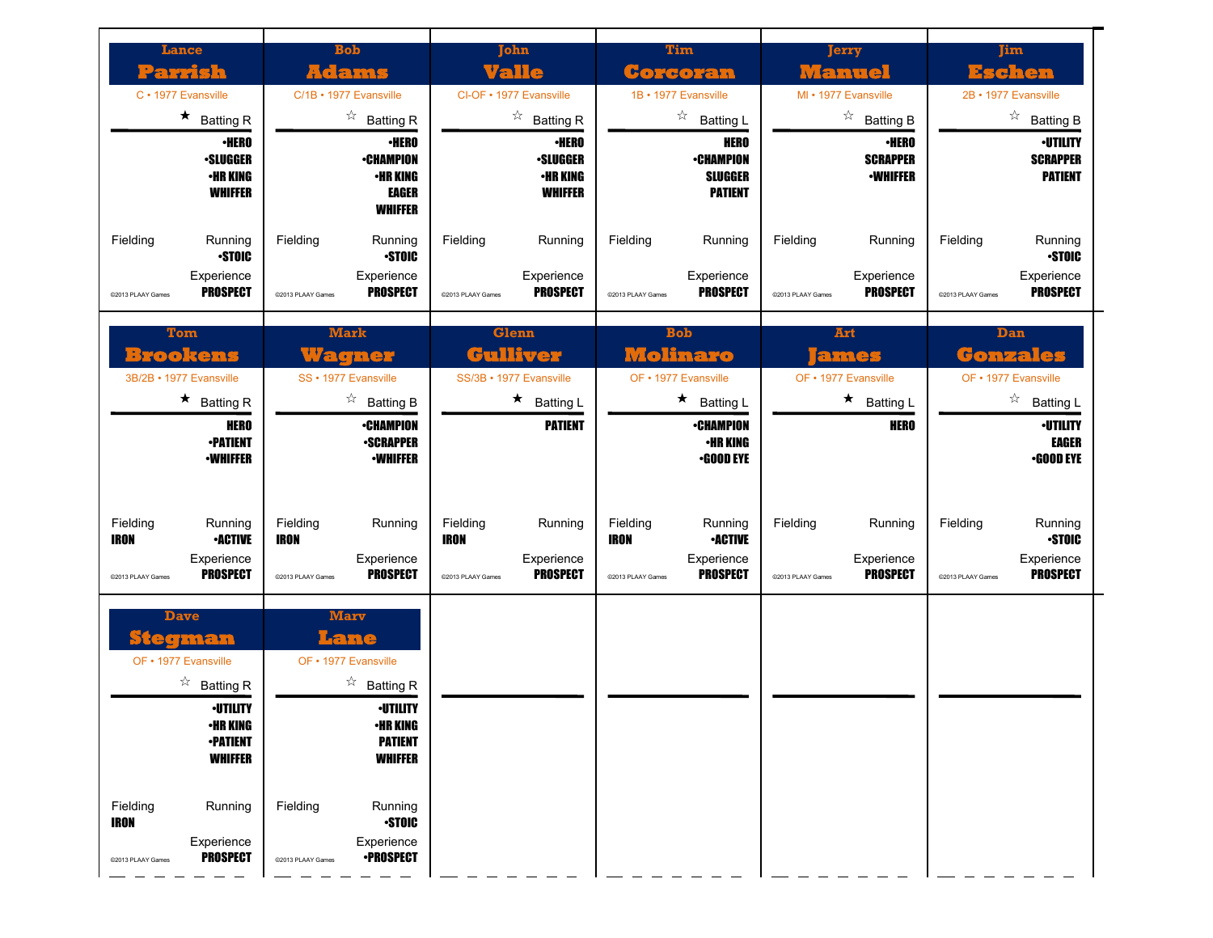## Lance Parrish

C • 1977 Evansville

★ Batting R

•HERO
•SLUGGER
•HR KING
WHIFFER

Fielding

Running
•STOIC

Experience
PROSPECT

©2013 PLAAY Games

## Bob Adams

C/1B • 1977 Evansville

☆ Batting R

•HERO
•CHAMPION
•HR KING
EAGER
WHIFFER

Fielding

Running
•STOIC

Experience
PROSPECT

©2013 PLAAY Games

## John Valle

CI-OF • 1977 Evansville

☆ Batting R

•HERO
•SLUGGER
•HR KING
WHIFFER

Fielding

Running

Experience
PROSPECT

©2013 PLAAY Games

## Tim Corcoran

1B • 1977 Evansville

☆ Batting L

HERO
•CHAMPION
SLUGGER
PATIENT

Fielding

Running

Experience
PROSPECT

©2013 PLAAY Games

## Jerry Manuel

MI • 1977 Evansville

☆ Batting B

•HERO
SCRAPPER
•WHIFFER

Fielding

Running

Experience
PROSPECT

©2013 PLAAY Games

## Jim Eschen

2B • 1977 Evansville

☆ Batting B

•UTILITY
SCRAPPER
PATIENT

Fielding

Running
•STOIC

Experience
PROSPECT

©2013 PLAAY Games

## Tom Brookens

3B/2B • 1977 Evansville

★ Batting R

HERO
•PATIENT
•WHIFFER

Fielding
IRON

Running
•ACTIVE

Experience
PROSPECT

©2013 PLAAY Games

## Mark Wagner

SS • 1977 Evansville

☆ Batting B

•CHAMPION
•SCRAPPER
•WHIFFER

Fielding
IRON

Running

Experience
PROSPECT

©2013 PLAAY Games

## Glenn Gulliver

SS/3B • 1977 Evansville

★ Batting L

PATIENT

Fielding
IRON

Running

Experience
PROSPECT

©2013 PLAAY Games

## Bob Molinaro

OF • 1977 Evansville

★ Batting L

•CHAMPION
•HR KING
•GOOD EYE

Fielding
IRON

Running
•ACTIVE

Experience
PROSPECT

©2013 PLAAY Games

## Art James

OF • 1977 Evansville

★ Batting L

HERO

Fielding

Running

Experience
PROSPECT

©2013 PLAAY Games

## Dan Gonzales

OF • 1977 Evansville

☆ Batting L

•UTILITY
EAGER
•GOOD EYE

Fielding

Running
•STOIC

Experience
PROSPECT

©2013 PLAAY Games

## Dave Stegman

OF • 1977 Evansville

☆ Batting R

•UTILITY
•HR KING
•PATIENT
WHIFFER

Fielding
IRON

Running

Experience
PROSPECT

©2013 PLAAY Games

## Marv Lane

OF • 1977 Evansville

☆ Batting R

•UTILITY
•HR KING
PATIENT
WHIFFER

Fielding

Running
•STOIC

Experience
•PROSPECT

©2013 PLAAY Games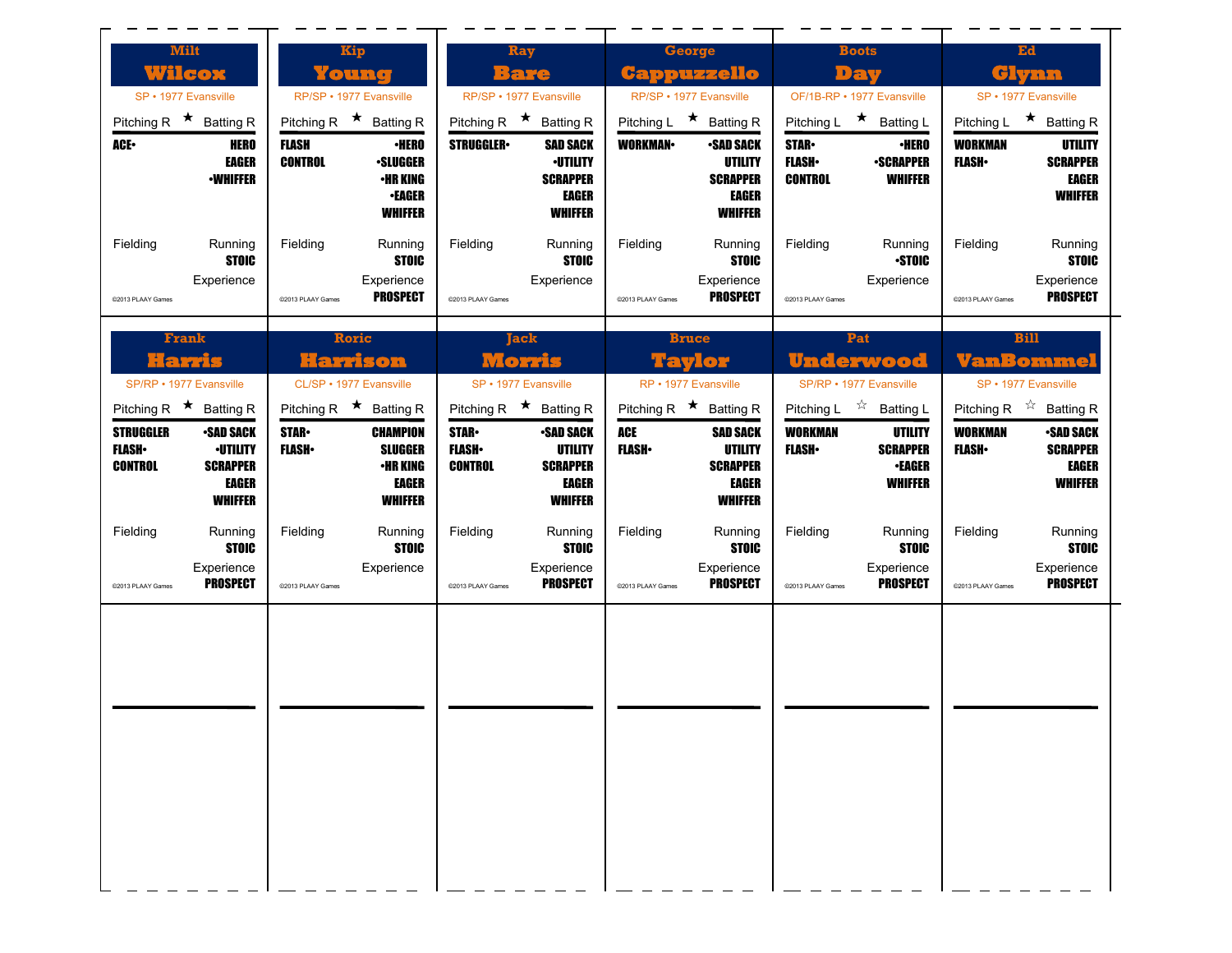## Milt Wilcox

SP • 1977 Evansville

Pitching R ★ Batting R

| Pitching | Batting |
|---|---|
| ACE• | HERO |
| | EAGER |
| | •WHIFFER |

Fielding

Running: STOIC

Experience

©2013 PLAAY Games

## Kip Young

RP/SP • 1977 Evansville

Pitching R ★ Batting R

| Pitching | Batting |
|---|---|
| FLASH | •HERO |
| CONTROL | •SLUGGER |
| | •HR KING |
| | •EAGER |
| | WHIFFER |

Fielding

Running: STOIC

Experience: PROSPECT

©2013 PLAAY Games

## Ray Bare

RP/SP • 1977 Evansville

Pitching R ★ Batting R

| Pitching | Batting |
|---|---|
| STRUGGLER• | SAD SACK |
| | •UTILITY |
| | SCRAPPER |
| | EAGER |
| | WHIFFER |

Fielding

Running: STOIC

Experience

©2013 PLAAY Games

## George Cappuzzello

RP/SP • 1977 Evansville

Pitching L ★ Batting R

| Pitching | Batting |
|---|---|
| WORKMAN• | •SAD SACK |
| | UTILITY |
| | SCRAPPER |
| | EAGER |
| | WHIFFER |

Fielding

Running: STOIC

Experience: PROSPECT

©2013 PLAAY Games

## Boots Day

OF/1B-RP • 1977 Evansville

Pitching L ★ Batting L

| Pitching | Batting |
|---|---|
| STAR• | •HERO |
| FLASH• | •SCRAPPER |
| CONTROL | WHIFFER |

Fielding

Running: •STOIC

Experience

©2013 PLAAY Games

## Ed Glynn

SP • 1977 Evansville

Pitching L ★ Batting R

| Pitching | Batting |
|---|---|
| WORKMAN | UTILITY |
| FLASH• | SCRAPPER |
| | EAGER |
| | WHIFFER |

Fielding

Running: STOIC

Experience: PROSPECT

©2013 PLAAY Games

## Frank Harris

SP/RP • 1977 Evansville

Pitching R ★ Batting R

| Pitching | Batting |
|---|---|
| STRUGGLER | •SAD SACK |
| FLASH• | •UTILITY |
| CONTROL | SCRAPPER |
| | EAGER |
| | WHIFFER |

Fielding

Running: STOIC

Experience: PROSPECT

©2013 PLAAY Games

## Roric Harrison

CL/SP • 1977 Evansville

Pitching R ★ Batting R

| Pitching | Batting |
|---|---|
| STAR• | CHAMPION |
| FLASH• | SLUGGER |
| | •HR KING |
| | EAGER |
| | WHIFFER |

Fielding

Running: STOIC

Experience

©2013 PLAAY Games

## Jack Morris

SP • 1977 Evansville

Pitching R ★ Batting R

| Pitching | Batting |
|---|---|
| STAR• | •SAD SACK |
| FLASH• | UTILITY |
| CONTROL | SCRAPPER |
| | EAGER |
| | WHIFFER |

Fielding

Running: STOIC

Experience: PROSPECT

©2013 PLAAY Games

## Bruce Taylor

RP • 1977 Evansville

Pitching R ★ Batting R

| Pitching | Batting |
|---|---|
| ACE | SAD SACK |
| FLASH• | UTILITY |
| | SCRAPPER |
| | EAGER |
| | WHIFFER |

Fielding

Running: STOIC

Experience: PROSPECT

©2013 PLAAY Games

## Pat Underwood

SP/RP • 1977 Evansville

Pitching L ☆ Batting L

| Pitching | Batting |
|---|---|
| WORKMAN | UTILITY |
| FLASH• | SCRAPPER |
| | •EAGER |
| | WHIFFER |

Fielding

Running: STOIC

Experience: PROSPECT

©2013 PLAAY Games

## Bill VanBommel

SP • 1977 Evansville

Pitching R ☆ Batting R

| Pitching | Batting |
|---|---|
| WORKMAN | •SAD SACK |
| FLASH• | SCRAPPER |
| | EAGER |
| | WHIFFER |

Fielding

Running: STOIC

Experience: PROSPECT

©2013 PLAAY Games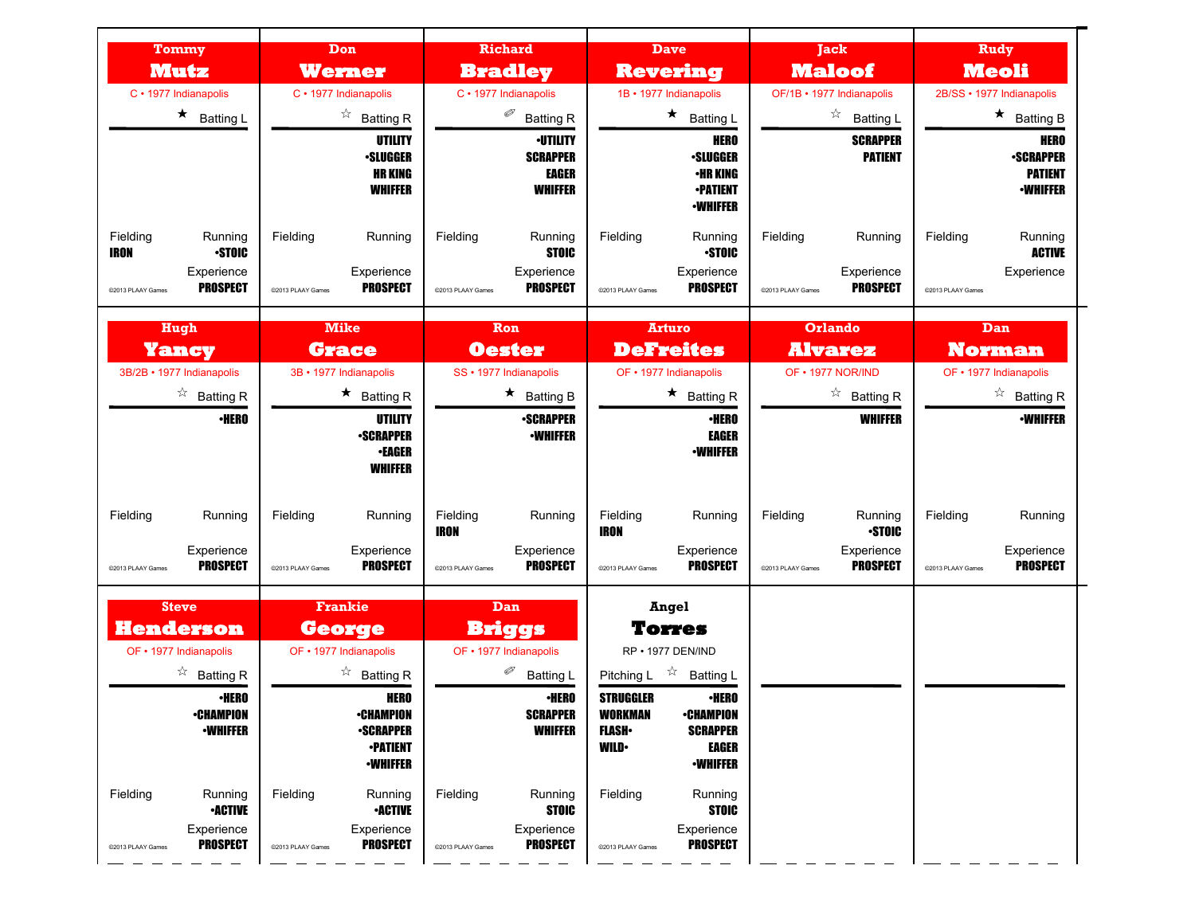## Tommy Mutz

C • 1977 Indianapolis

★ Batting L

Fielding: IRON

Running: •STOIC

Experience: PROSPECT

©2013 PLAAY Games

## Don Werner

C • 1977 Indianapolis

☆ Batting R

UTILITY
•SLUGGER
HR KING
WHIFFER

Fielding

Running

Experience: PROSPECT

©2013 PLAAY Games

## Richard Bradley

C • 1977 Indianapolis

✐ Batting R

•UTILITY
SCRAPPER
EAGER
WHIFFER

Fielding

Running: STOIC

Experience: PROSPECT

©2013 PLAAY Games

## Dave Revering

1B • 1977 Indianapolis

★ Batting L

HERO
•SLUGGER
•HR KING
•PATIENT
•WHIFFER

Fielding

Running: •STOIC

Experience: PROSPECT

©2013 PLAAY Games

## Jack Maloof

OF/1B • 1977 Indianapolis

☆ Batting L

SCRAPPER
PATIENT

Fielding

Running

Experience: PROSPECT

©2013 PLAAY Games

## Rudy Meoli

2B/SS • 1977 Indianapolis

★ Batting B

HERO
•SCRAPPER
PATIENT
•WHIFFER

Fielding

Running: ACTIVE

Experience

©2013 PLAAY Games

## Hugh Yancy

3B/2B • 1977 Indianapolis

☆ Batting R

•HERO

Fielding

Running

Experience: PROSPECT

©2013 PLAAY Games

## Mike Grace

3B • 1977 Indianapolis

★ Batting R

UTILITY
•SCRAPPER
•EAGER
WHIFFER

Fielding

Running

Experience: PROSPECT

©2013 PLAAY Games

## Ron Oester

SS • 1977 Indianapolis

★ Batting B

•SCRAPPER
•WHIFFER

Fielding: IRON

Running

Experience: PROSPECT

©2013 PLAAY Games

## Arturo DeFreites

OF • 1977 Indianapolis

★ Batting R

•HERO
EAGER
•WHIFFER

Fielding: IRON

Running

Experience: PROSPECT

©2013 PLAAY Games

## Orlando Alvarez

OF • 1977 NOR/IND

☆ Batting R

WHIFFER

Fielding

Running: •STOIC

Experience: PROSPECT

©2013 PLAAY Games

## Dan Norman

OF • 1977 Indianapolis

☆ Batting R

•WHIFFER

Fielding

Running

Experience: PROSPECT

©2013 PLAAY Games

## Steve Henderson

OF • 1977 Indianapolis

☆ Batting R

•HERO
•CHAMPION
•WHIFFER

Fielding

Running: •ACTIVE

Experience: PROSPECT

©2013 PLAAY Games

## Frankie George

OF • 1977 Indianapolis

☆ Batting R

HERO
•CHAMPION
•SCRAPPER
•PATIENT
•WHIFFER

Fielding

Running: •ACTIVE

Experience: PROSPECT

©2013 PLAAY Games

## Dan Briggs

OF • 1977 Indianapolis

✐ Batting L

•HERO
SCRAPPER
WHIFFER

Fielding

Running: STOIC

Experience: PROSPECT

©2013 PLAAY Games

## Angel Torres

RP • 1977 DEN/IND

Pitching L ☆ Batting L

| Pitching | Batting |
|---|---|
| STRUGGLER | •HERO |
| WORKMAN | •CHAMPION |
| FLASH• | SCRAPPER |
| WILD• | EAGER |
| | •WHIFFER |

Fielding

Running: STOIC

Experience: PROSPECT

©2013 PLAAY Games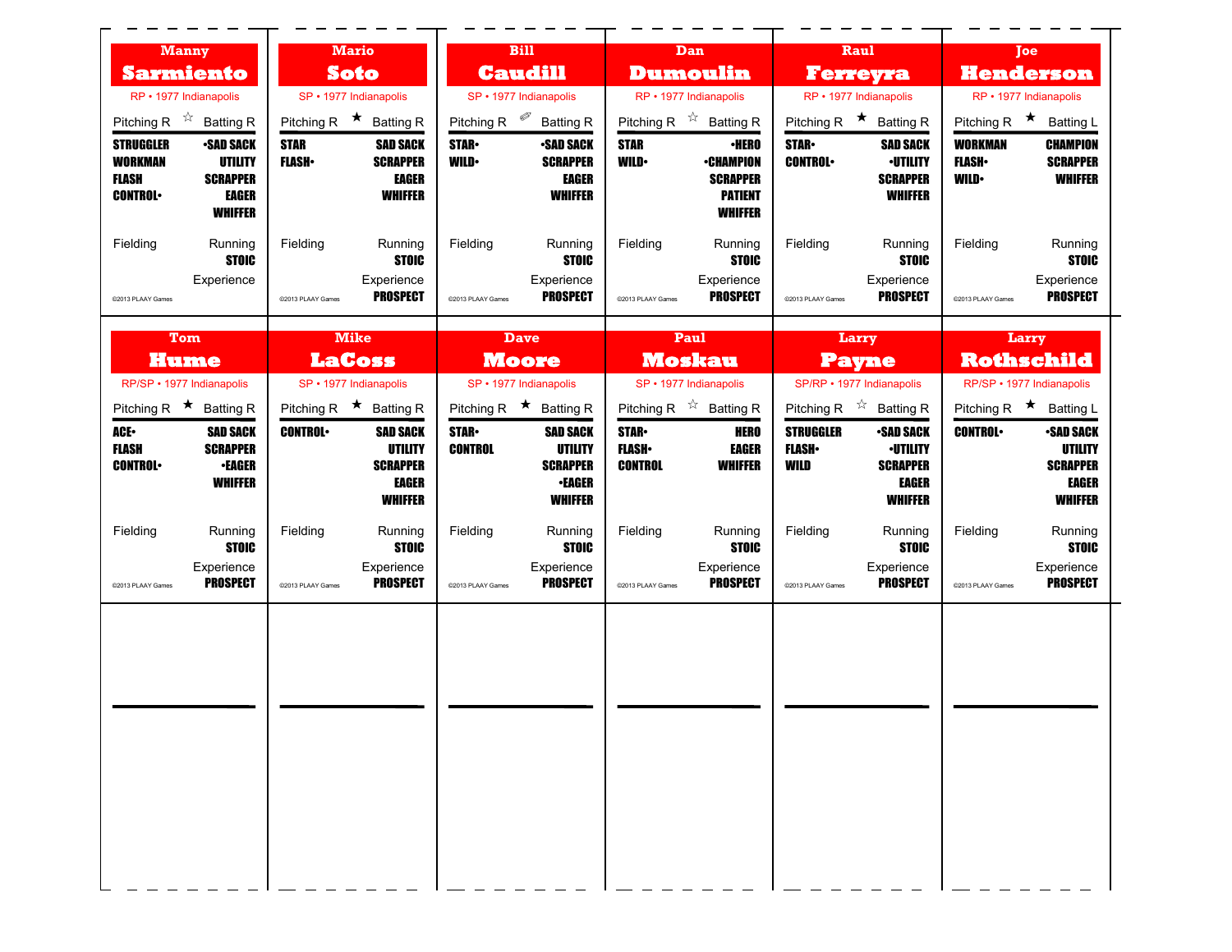## Manny Sarmiento

RP • 1977 Indianapolis

Pitching R ☆ Batting R

STRUGGLER
WORKMAN
FLASH
CONTROL•

•SAD SACK
UTILITY
SCRAPPER
EAGER
WHIFFER

Fielding

Running
STOIC

Experience

©2013 PLAAY Games

## Mario Soto

SP • 1977 Indianapolis

Pitching R ★ Batting R

STAR
FLASH•

SAD SACK
SCRAPPER
EAGER
WHIFFER

Fielding

Running
STOIC

Experience
PROSPECT

©2013 PLAAY Games

## Bill Caudill

SP • 1977 Indianapolis

Pitching R ✐ Batting R

STAR•
WILD•

•SAD SACK
SCRAPPER
EAGER
WHIFFER

Fielding

Running
STOIC

Experience
PROSPECT

©2013 PLAAY Games

## Dan Dumoulin

RP • 1977 Indianapolis

Pitching R ☆ Batting R

STAR
WILD•

•HERO
•CHAMPION
SCRAPPER
PATIENT
WHIFFER

Fielding

Running
STOIC

Experience
PROSPECT

©2013 PLAAY Games

## Raul Ferreyra

RP • 1977 Indianapolis

Pitching R ★ Batting R

STAR•
CONTROL•

SAD SACK
•UTILITY
SCRAPPER
WHIFFER

Fielding

Running
STOIC

Experience
PROSPECT

©2013 PLAAY Games

## Joe Henderson

RP • 1977 Indianapolis

Pitching R ★ Batting L

WORKMAN
FLASH•
WILD•

CHAMPION
SCRAPPER
WHIFFER

Fielding

Running
STOIC

Experience
PROSPECT

©2013 PLAAY Games

## Tom Hume

RP/SP • 1977 Indianapolis

Pitching R ★ Batting R

ACE•
FLASH
CONTROL•

SAD SACK
SCRAPPER
•EAGER
WHIFFER

Fielding

Running
STOIC

Experience
PROSPECT

©2013 PLAAY Games

## Mike LaCoss

SP • 1977 Indianapolis

Pitching R ★ Batting R

CONTROL•

SAD SACK
UTILITY
SCRAPPER
EAGER
WHIFFER

Fielding

Running
STOIC

Experience
PROSPECT

©2013 PLAAY Games

## Dave Moore

SP • 1977 Indianapolis

Pitching R ★ Batting R

STAR•
CONTROL

SAD SACK
UTILITY
SCRAPPER
•EAGER
WHIFFER

Fielding

Running
STOIC

Experience
PROSPECT

©2013 PLAAY Games

## Paul Moskau

SP • 1977 Indianapolis

Pitching R ☆ Batting R

STAR•
FLASH•
CONTROL

HERO
EAGER
WHIFFER

Fielding

Running
STOIC

Experience
PROSPECT

©2013 PLAAY Games

## Larry Payne

SP/RP • 1977 Indianapolis

Pitching R ☆ Batting R

STRUGGLER
FLASH•
WILD

•SAD SACK
•UTILITY
SCRAPPER
EAGER
WHIFFER

Fielding

Running
STOIC

Experience
PROSPECT

©2013 PLAAY Games

## Larry Rothschild

RP/SP • 1977 Indianapolis

Pitching R ★ Batting L

CONTROL•

•SAD SACK
UTILITY
SCRAPPER
EAGER
WHIFFER

Fielding

Running
STOIC

Experience
PROSPECT

©2013 PLAAY Games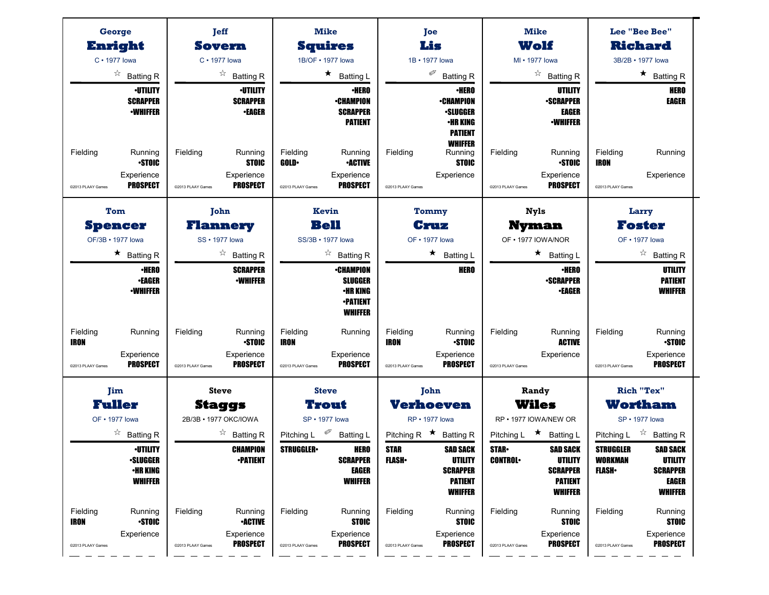## George Enright

C • 1977 Iowa

☆ Batting R

•UTILITY
SCRAPPER
•WHIFFER

Fielding

Running
•STOIC

Experience
PROSPECT

©2013 PLAAY Games

## Jeff Sovern

C • 1977 Iowa

☆ Batting R

•UTILITY
SCRAPPER
•EAGER

Fielding

Running
STOIC

Experience
PROSPECT

©2013 PLAAY Games

## Mike Squires

1B/OF • 1977 Iowa

★ Batting L

•HERO
•CHAMPION
SCRAPPER
PATIENT

Fielding
GOLD•

Running
•ACTIVE

Experience
PROSPECT

©2013 PLAAY Games

## Joe Lis

1B • 1977 Iowa

✐ Batting R

•HERO
•CHAMPION
•SLUGGER
•HR KING
PATIENT
WHIFFER

Fielding

Running
STOIC

Experience

©2013 PLAAY Games

## Mike Wolf

MI • 1977 Iowa

☆ Batting R

UTILITY
•SCRAPPER
EAGER
•WHIFFER

Fielding

Running
•STOIC

Experience
PROSPECT

©2013 PLAAY Games

## Lee "Bee Bee" Richard

3B/2B • 1977 Iowa

★ Batting R

HERO
EAGER

Fielding
IRON

Running

Experience

©2013 PLAAY Games

## Tom Spencer

OF/3B • 1977 Iowa

★ Batting R

•HERO
•EAGER
•WHIFFER

Fielding
IRON

Running

Experience
PROSPECT

©2013 PLAAY Games

## John Flannery

SS • 1977 Iowa

☆ Batting R

SCRAPPER
•WHIFFER

Fielding

Running
•STOIC

Experience
PROSPECT

©2013 PLAAY Games

## Kevin Bell

SS/3B • 1977 Iowa

☆ Batting R

•CHAMPION
SLUGGER
•HR KING
•PATIENT
WHIFFER

Fielding
IRON

Running

Experience
PROSPECT

©2013 PLAAY Games

## Tommy Cruz

OF • 1977 Iowa

★ Batting L

HERO

Fielding
IRON

Running
•STOIC

Experience
PROSPECT

©2013 PLAAY Games

## Nyls Nyman

OF • 1977 IOWA/NOR

★ Batting L

•HERO
•SCRAPPER
•EAGER

Fielding

Running
ACTIVE

Experience

©2013 PLAAY Games

## Larry Foster

OF • 1977 Iowa

☆ Batting R

UTILITY
PATIENT
WHIFFER

Fielding

Running
•STOIC

Experience
PROSPECT

©2013 PLAAY Games

## Jim Fuller

OF • 1977 Iowa

☆ Batting R

•UTILITY
•SLUGGER
•HR KING
WHIFFER

Fielding
IRON

Running
•STOIC

Experience

©2013 PLAAY Games

## Steve Staggs

2B/3B • 1977 OKC/IOWA

☆ Batting R

CHAMPION
•PATIENT

Fielding

Running
•ACTIVE

Experience
PROSPECT

©2013 PLAAY Games

## Steve Trout

SP • 1977 Iowa

Pitching L ✐ Batting L

STRUGGLER•

HERO
SCRAPPER
EAGER
WHIFFER

Fielding

Running
STOIC

Experience
PROSPECT

©2013 PLAAY Games

## John Verhoeven

RP • 1977 Iowa

Pitching R ★ Batting R

STAR
FLASH•

SAD SACK
UTILITY
SCRAPPER
PATIENT
WHIFFER

Fielding

Running
STOIC

Experience
PROSPECT

©2013 PLAAY Games

## Randy Wiles

RP • 1977 IOWA/NEW OR

Pitching L ★ Batting L

STAR•
CONTROL•

SAD SACK
UTILITY
SCRAPPER
PATIENT
WHIFFER

Fielding

Running
STOIC

Experience
PROSPECT

©2013 PLAAY Games

## Rich "Tex" Wortham

SP • 1977 Iowa

Pitching L ☆ Batting R

STRUGGLER
WORKMAN
FLASH•

SAD SACK
UTILITY
SCRAPPER
EAGER
WHIFFER

Fielding

Running
STOIC

Experience
PROSPECT

©2013 PLAAY Games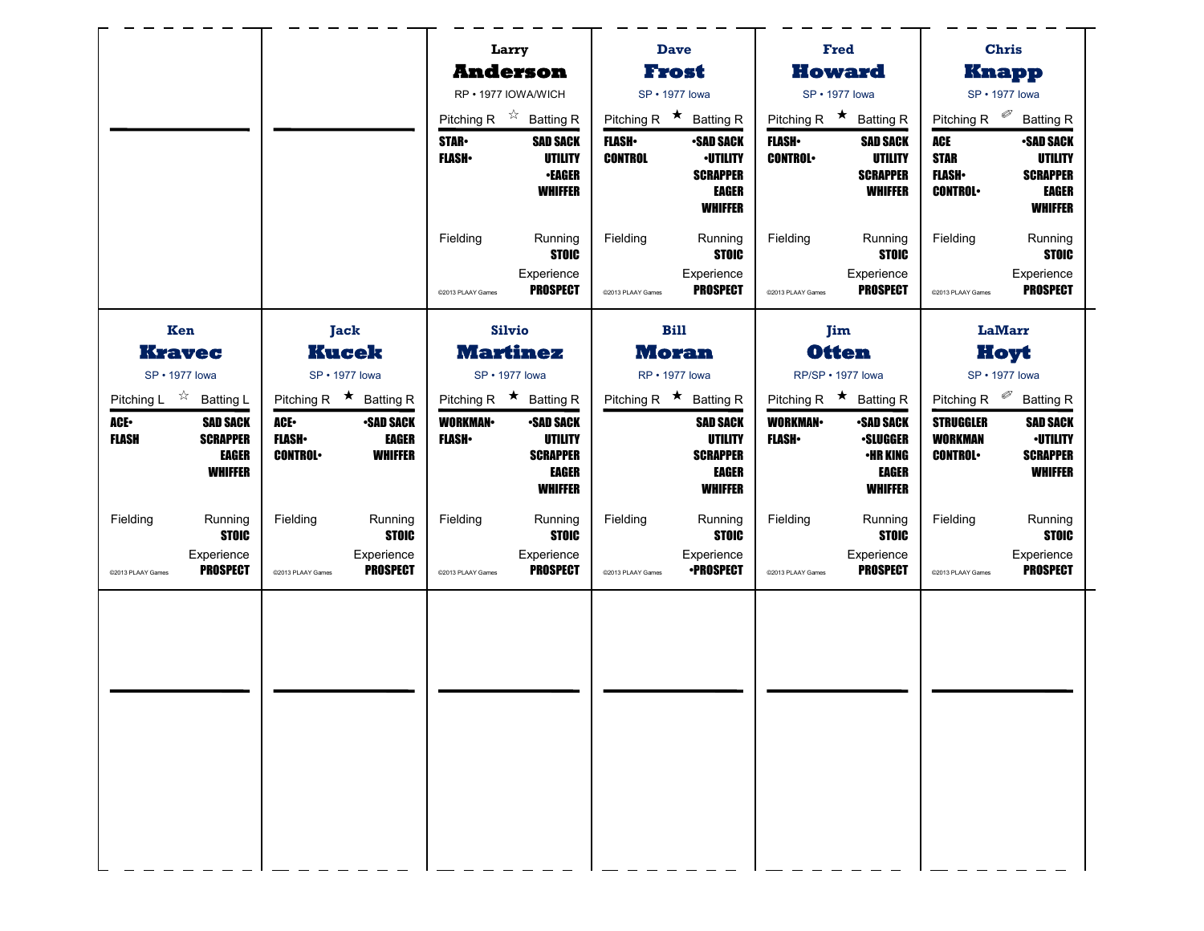## Larry Anderson

RP • 1977 IOWA/WICH

Pitching R ☆ Batting R

| Pitching | Batting |
|---|---|
| STAR• | SAD SACK |
| FLASH• | UTILITY |
| | •EAGER |
| | WHIFFER |

Fielding

Running: STOIC

Experience: PROSPECT

©2013 PLAAY Games

## Dave Frost

SP • 1977 Iowa

Pitching R ★ Batting R

| Pitching | Batting |
|---|---|
| FLASH• | •SAD SACK |
| CONTROL | •UTILITY |
| | SCRAPPER |
| | EAGER |
| | WHIFFER |

Fielding

Running: STOIC

Experience: PROSPECT

©2013 PLAAY Games

## Fred Howard

SP • 1977 Iowa

Pitching R ★ Batting R

| Pitching | Batting |
|---|---|
| FLASH• | SAD SACK |
| CONTROL• | UTILITY |
| | SCRAPPER |
| | WHIFFER |

Fielding

Running: STOIC

Experience: PROSPECT

©2013 PLAAY Games

## Chris Knapp

SP • 1977 Iowa

Pitching R ✐ Batting R

| Pitching | Batting |
|---|---|
| ACE | •SAD SACK |
| STAR | UTILITY |
| FLASH• | SCRAPPER |
| CONTROL• | EAGER |
| | WHIFFER |

Fielding

Running: STOIC

Experience: PROSPECT

©2013 PLAAY Games

## Ken Kravec

SP • 1977 Iowa

Pitching L ☆ Batting L

| Pitching | Batting |
|---|---|
| ACE• | SAD SACK |
| FLASH | SCRAPPER |
| | EAGER |
| | WHIFFER |

Fielding

Running: STOIC

Experience: PROSPECT

©2013 PLAAY Games

## Jack Kucek

SP • 1977 Iowa

Pitching R ★ Batting R

| Pitching | Batting |
|---|---|
| ACE• | •SAD SACK |
| FLASH• | EAGER |
| CONTROL• | WHIFFER |

Fielding

Running: STOIC

Experience: PROSPECT

©2013 PLAAY Games

## Silvio Martinez

SP • 1977 Iowa

Pitching R ★ Batting R

| Pitching | Batting |
|---|---|
| WORKMAN• | •SAD SACK |
| FLASH• | UTILITY |
| | SCRAPPER |
| | EAGER |
| | WHIFFER |

Fielding

Running: STOIC

Experience: PROSPECT

©2013 PLAAY Games

## Bill Moran

RP • 1977 Iowa

Pitching R ★ Batting R

| Pitching | Batting |
|---|---|
| | SAD SACK |
| | UTILITY |
| | SCRAPPER |
| | EAGER |
| | WHIFFER |

Fielding

Running: STOIC

Experience: •PROSPECT

©2013 PLAAY Games

## Jim Otten

RP/SP • 1977 Iowa

Pitching R ★ Batting R

| Pitching | Batting |
|---|---|
| WORKMAN• | •SAD SACK |
| FLASH• | •SLUGGER |
| | •HR KING |
| | EAGER |
| | WHIFFER |

Fielding

Running: STOIC

Experience: PROSPECT

©2013 PLAAY Games

## LaMarr Hoyt

SP • 1977 Iowa

Pitching R ✐ Batting R

| Pitching | Batting |
|---|---|
| STRUGGLER | SAD SACK |
| WORKMAN | •UTILITY |
| CONTROL• | SCRAPPER |
| | WHIFFER |

Fielding

Running: STOIC

Experience: PROSPECT

©2013 PLAAY Games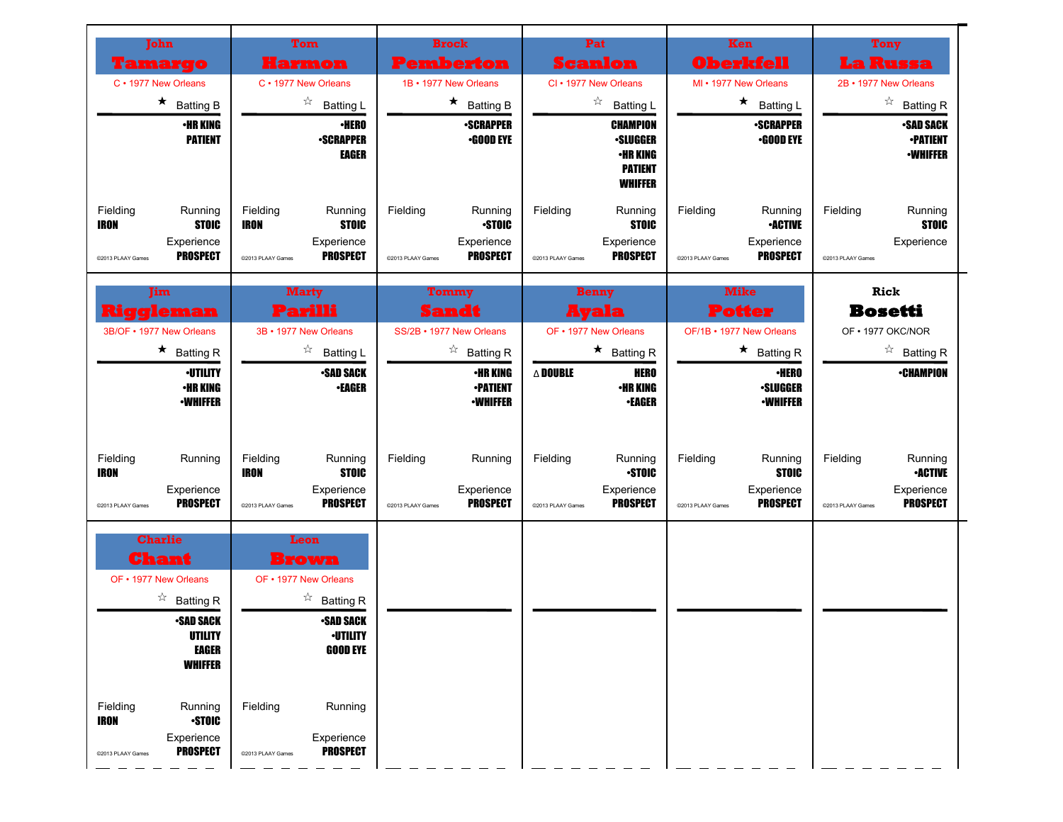## John Tamargo

C • 1977 New Orleans

★ Batting B

•HR KING
PATIENT

Fielding: IRON
Running: STOIC
Experience: PROSPECT

©2013 PLAAY Games

## Tom Harmon

C • 1977 New Orleans

☆ Batting L

•HERO
•SCRAPPER
EAGER

Fielding: IRON
Running: STOIC
Experience: PROSPECT

©2013 PLAAY Games

## Brock Pemberton

1B • 1977 New Orleans

★ Batting B

•SCRAPPER
•GOOD EYE

Fielding:
Running: •STOIC
Experience: PROSPECT

©2013 PLAAY Games

## Pat Scanlon

CI • 1977 New Orleans

☆ Batting L

CHAMPION
•SLUGGER
•HR KING
PATIENT
WHIFFER

Fielding:
Running: STOIC
Experience: PROSPECT

©2013 PLAAY Games

## Ken Oberkfell

MI • 1977 New Orleans

★ Batting L

•SCRAPPER
•GOOD EYE

Fielding:
Running: •ACTIVE
Experience: PROSPECT

©2013 PLAAY Games

## Tony La Russa

2B • 1977 New Orleans

☆ Batting R

•SAD SACK
•PATIENT
•WHIFFER

Fielding:
Running: STOIC
Experience:

©2013 PLAAY Games

## Jim Riggleman

3B/OF • 1977 New Orleans

★ Batting R

•UTILITY
•HR KING
•WHIFFER

Fielding: IRON
Running:
Experience: PROSPECT

©2013 PLAAY Games

## Marty Parilli

3B • 1977 New Orleans

☆ Batting L

•SAD SACK
•EAGER

Fielding: IRON
Running: STOIC
Experience: PROSPECT

©2013 PLAAY Games

## Tommy Sandt

SS/2B • 1977 New Orleans

☆ Batting R

•HR KING
•PATIENT
•WHIFFER

Fielding:
Running:
Experience: PROSPECT

©2013 PLAAY Games

## Benny Ayala

OF • 1977 New Orleans

★ Batting R

∆ DOUBLE

HERO
•HR KING
•EAGER

Fielding:
Running: •STOIC
Experience: PROSPECT

©2013 PLAAY Games

## Mike Potter

OF/1B • 1977 New Orleans

★ Batting R

•HERO
•SLUGGER
•WHIFFER

Fielding:
Running: STOIC
Experience: PROSPECT

©2013 PLAAY Games

## Rick Bosetti

OF • 1977 OKC/NOR

☆ Batting R

•CHAMPION

Fielding:
Running: •ACTIVE
Experience: PROSPECT

©2013 PLAAY Games

## Charlie Chant

OF • 1977 New Orleans

☆ Batting R

•SAD SACK
UTILITY
EAGER
WHIFFER

Fielding: IRON
Running: •STOIC
Experience: PROSPECT

©2013 PLAAY Games

## Leon Brown

OF • 1977 New Orleans

☆ Batting R

•SAD SACK
•UTILITY
GOOD EYE

Fielding:
Running:
Experience: PROSPECT

©2013 PLAAY Games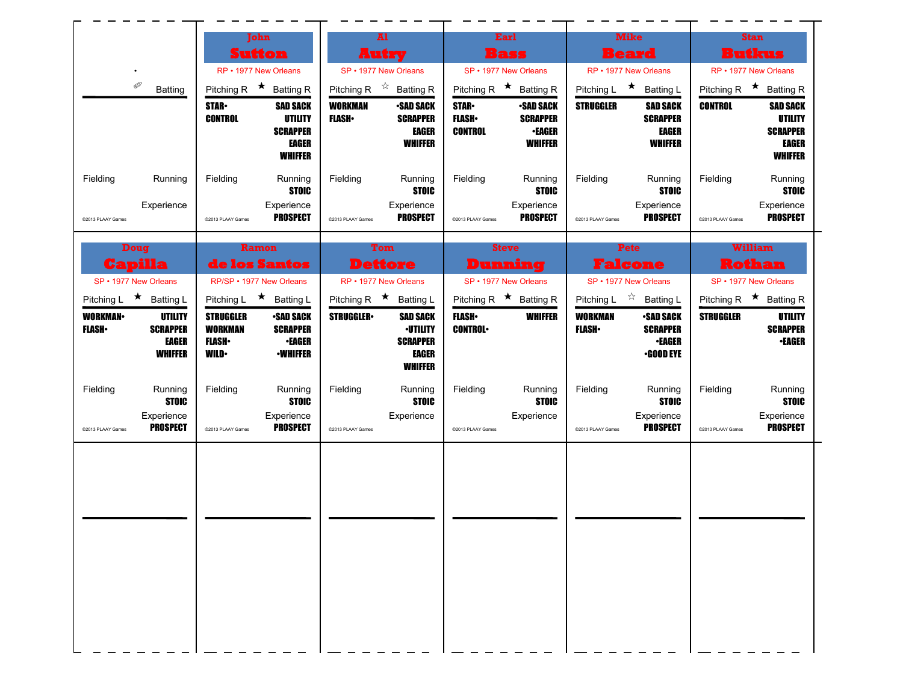| | | | | | |
|---|---|---|---|---|---|
| Batting | **John Sutton** | **Al Autry** | **Earl Bass** | **Mike Beard** | **Stan Butkus** |
| | RP • 1977 New Orleans | SP • 1977 New Orleans | SP • 1977 New Orleans | RP • 1977 New Orleans | RP • 1977 New Orleans |
| | Pitching R ★ Batting R | Pitching R ☆ Batting R | Pitching R ★ Batting R | Pitching L ★ Batting L | Pitching R ★ Batting R |
| | STAR• CONTROL / SAD SACK UTILITY SCRAPPER EAGER WHIFFER | WORKMAN FLASH• / •SAD SACK SCRAPPER EAGER WHIFFER | STAR• FLASH• CONTROL / •SAD SACK SCRAPPER •EAGER WHIFFER | STRUGGLER / SAD SACK SCRAPPER EAGER WHIFFER | CONTROL / SAD SACK UTILITY SCRAPPER EAGER WHIFFER |
| Fielding / Running | Fielding / Running STOIC | Fielding / Running STOIC | Fielding / Running STOIC | Fielding / Running STOIC | Fielding / Running STOIC |
| Experience | Experience PROSPECT | Experience PROSPECT | Experience PROSPECT | Experience PROSPECT | Experience PROSPECT |
| ©2013 PLAAY Games | ©2013 PLAAY Games | ©2013 PLAAY Games | ©2013 PLAAY Games | ©2013 PLAAY Games | ©2013 PLAAY Games |

| | | | | | |
|---|---|---|---|---|---|
| **Doug Capilla** | **Ramon de los Santos** | **Tom Dettore** | **Steve Dunning** | **Pete Falcone** | **William Rothan** |
| SP • 1977 New Orleans | RP/SP • 1977 New Orleans | RP • 1977 New Orleans | SP • 1977 New Orleans | SP • 1977 New Orleans | SP • 1977 New Orleans |
| Pitching L ★ Batting L | Pitching L ★ Batting L | Pitching R ★ Batting L | Pitching R ★ Batting R | Pitching L ☆ Batting L | Pitching R ★ Batting R |
| WORKMAN• FLASH• / UTILITY SCRAPPER EAGER WHIFFER | STRUGGLER WORKMAN FLASH• WILD• / •SAD SACK SCRAPPER •EAGER •WHIFFER | STRUGGLER• / SAD SACK •UTILITY SCRAPPER EAGER WHIFFER | FLASH• CONTROL• / WHIFFER | WORKMAN FLASH• / •SAD SACK SCRAPPER •EAGER •GOOD EYE | STRUGGLER / UTILITY SCRAPPER •EAGER |
| Fielding / Running STOIC | Fielding / Running STOIC | Fielding / Running STOIC | Fielding / Running STOIC | Fielding / Running STOIC | Fielding / Running STOIC |
| Experience PROSPECT | Experience PROSPECT | Experience | Experience | Experience PROSPECT | Experience PROSPECT |
| ©2013 PLAAY Games | ©2013 PLAAY Games | ©2013 PLAAY Games | ©2013 PLAAY Games | ©2013 PLAAY Games | ©2013 PLAAY Games |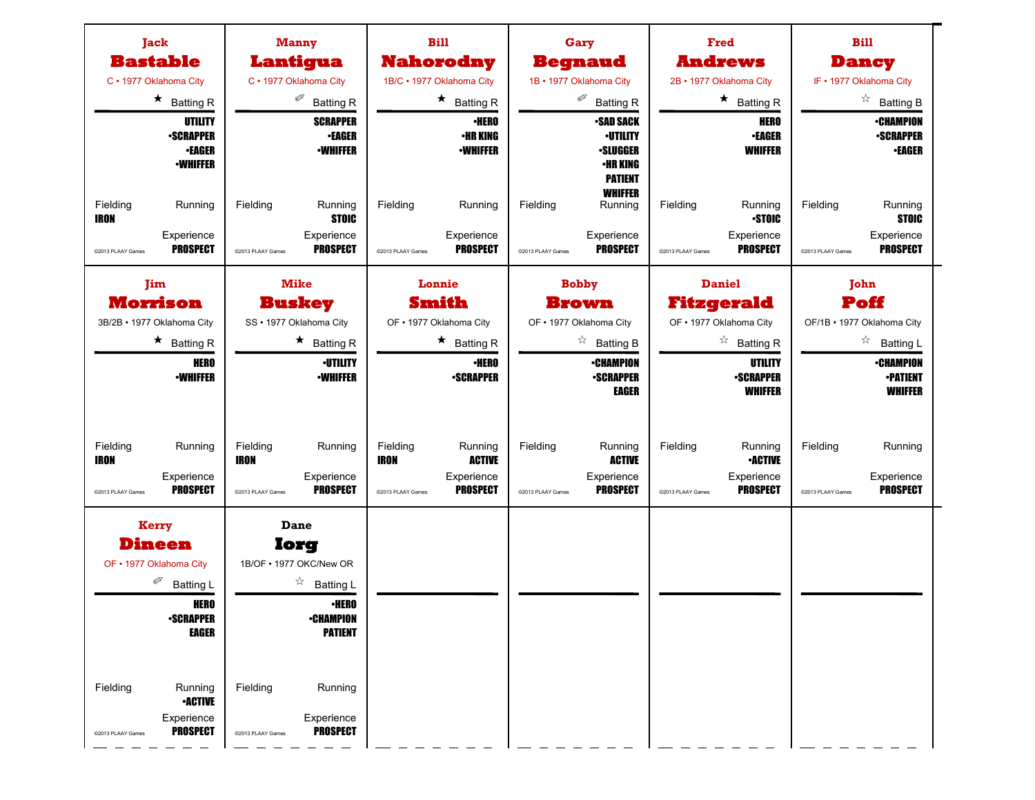## Jack Bastable

C • 1977 Oklahoma City

★ Batting R

UTILITY
•SCRAPPER
•EAGER
•WHIFFER

Fielding: IRON
Running:
Experience: PROSPECT

©2013 PLAAY Games

## Manny Lantigua

C • 1977 Oklahoma City

✐ Batting R

SCRAPPER
•EAGER
•WHIFFER

Fielding:
Running: STOIC
Experience: PROSPECT

©2013 PLAAY Games

## Bill Nahorodny

1B/C • 1977 Oklahoma City

★ Batting R

•HERO
•HR KING
•WHIFFER

Fielding:
Running:
Experience: PROSPECT

©2013 PLAAY Games

## Gary Begnaud

1B • 1977 Oklahoma City

✐ Batting R

•SAD SACK
•UTILITY
•SLUGGER
•HR KING
PATIENT
WHIFFER

Fielding:
Running:
Experience: PROSPECT

©2013 PLAAY Games

## Fred Andrews

2B • 1977 Oklahoma City

★ Batting R

HERO
•EAGER
WHIFFER

Fielding:
Running: •STOIC
Experience: PROSPECT

©2013 PLAAY Games

## Bill Dancy

IF • 1977 Oklahoma City

☆ Batting B

•CHAMPION
•SCRAPPER
•EAGER

Fielding:
Running: STOIC
Experience: PROSPECT

©2013 PLAAY Games

## Jim Morrison

3B/2B • 1977 Oklahoma City

★ Batting R

HERO
•WHIFFER

Fielding: IRON
Running:
Experience: PROSPECT

©2013 PLAAY Games

## Mike Buskey

SS • 1977 Oklahoma City

★ Batting R

•UTILITY
•WHIFFER

Fielding: IRON
Running:
Experience: PROSPECT

©2013 PLAAY Games

## Lonnie Smith

OF • 1977 Oklahoma City

★ Batting R

•HERO
•SCRAPPER

Fielding: IRON
Running: ACTIVE
Experience: PROSPECT

©2013 PLAAY Games

## Bobby Brown

OF • 1977 Oklahoma City

☆ Batting B

•CHAMPION
•SCRAPPER
EAGER

Fielding:
Running: ACTIVE
Experience: PROSPECT

©2013 PLAAY Games

## Daniel Fitzgerald

OF • 1977 Oklahoma City

☆ Batting R

UTILITY
•SCRAPPER
WHIFFER

Fielding:
Running: •ACTIVE
Experience: PROSPECT

©2013 PLAAY Games

## John Poff

OF/1B • 1977 Oklahoma City

☆ Batting L

•CHAMPION
•PATIENT
WHIFFER

Fielding:
Running:
Experience: PROSPECT

©2013 PLAAY Games

## Kerry Dineen

OF • 1977 Oklahoma City

✐ Batting L

HERO
•SCRAPPER
EAGER

Fielding:
Running: •ACTIVE
Experience: PROSPECT

©2013 PLAAY Games

## Dane Iorg

1B/OF • 1977 OKC/New OR

☆ Batting L

•HERO
•CHAMPION
PATIENT

Fielding:
Running:
Experience: PROSPECT

©2013 PLAAY Games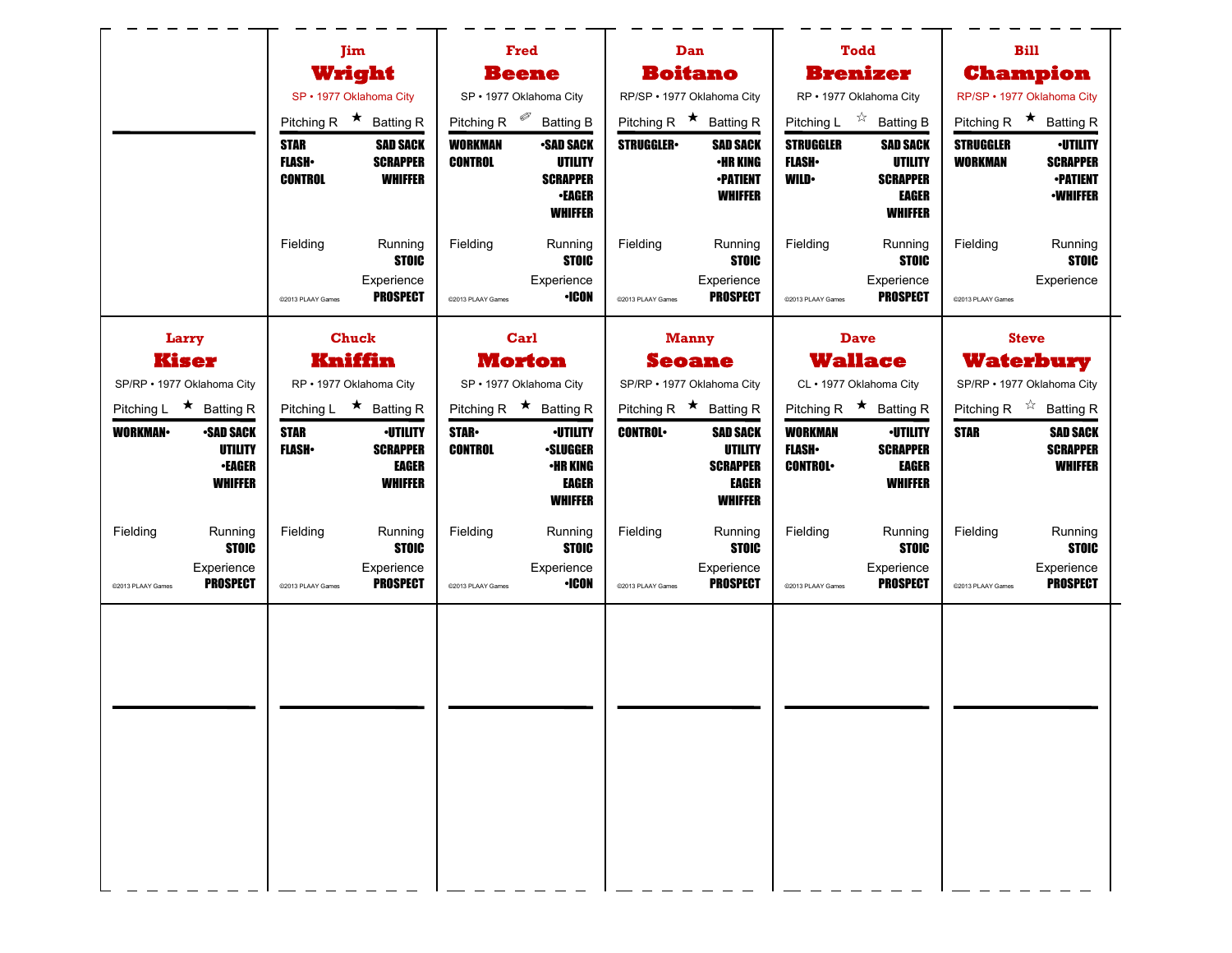## Jim Wright

SP • 1977 Oklahoma City

Pitching R ★ Batting R

| Pitching | Batting |
|---|---|
| STAR | SAD SACK |
| FLASH• | SCRAPPER |
| CONTROL | WHIFFER |

Fielding

Running: STOIC

Experience: PROSPECT

©2013 PLAAY Games

## Fred Beene

SP • 1977 Oklahoma City

Pitching R ✐ Batting B

| Pitching | Batting |
|---|---|
| WORKMAN | •SAD SACK |
| CONTROL | UTILITY |
| | SCRAPPER |
| | •EAGER |
| | WHIFFER |

Fielding

Running: STOIC

Experience: •ICON

©2013 PLAAY Games

## Dan Boitano

RP/SP • 1977 Oklahoma City

Pitching R ★ Batting R

| Pitching | Batting |
|---|---|
| STRUGGLER• | SAD SACK |
| | •HR KING |
| | •PATIENT |
| | WHIFFER |

Fielding

Running: STOIC

Experience: PROSPECT

©2013 PLAAY Games

## Todd Brenizer

RP • 1977 Oklahoma City

Pitching L ☆ Batting B

| Pitching | Batting |
|---|---|
| STRUGGLER | SAD SACK |
| FLASH• | UTILITY |
| WILD• | SCRAPPER |
| | EAGER |
| | WHIFFER |

Fielding

Running: STOIC

Experience: PROSPECT

©2013 PLAAY Games

## Bill Champion

RP/SP • 1977 Oklahoma City

Pitching R ★ Batting R

| Pitching | Batting |
|---|---|
| STRUGGLER | •UTILITY |
| WORKMAN | SCRAPPER |
| | •PATIENT |
| | •WHIFFER |

Fielding

Running: STOIC

Experience

©2013 PLAAY Games

## Larry Kiser

SP/RP • 1977 Oklahoma City

Pitching L ★ Batting R

| Pitching | Batting |
|---|---|
| WORKMAN• | •SAD SACK |
| | UTILITY |
| | •EAGER |
| | WHIFFER |

Fielding

Running: STOIC

Experience: PROSPECT

©2013 PLAAY Games

## Chuck Kniffin

RP • 1977 Oklahoma City

Pitching L ★ Batting R

| Pitching | Batting |
|---|---|
| STAR | •UTILITY |
| FLASH• | SCRAPPER |
| | EAGER |
| | WHIFFER |

Fielding

Running: STOIC

Experience: PROSPECT

©2013 PLAAY Games

## Carl Morton

SP • 1977 Oklahoma City

Pitching R ★ Batting R

| Pitching | Batting |
|---|---|
| STAR• | •UTILITY |
| CONTROL | •SLUGGER |
| | •HR KING |
| | EAGER |
| | WHIFFER |

Fielding

Running: STOIC

Experience: •ICON

©2013 PLAAY Games

## Manny Seoane

SP/RP • 1977 Oklahoma City

Pitching R ★ Batting R

| Pitching | Batting |
|---|---|
| CONTROL• | SAD SACK |
| | UTILITY |
| | SCRAPPER |
| | EAGER |
| | WHIFFER |

Fielding

Running: STOIC

Experience: PROSPECT

©2013 PLAAY Games

## Dave Wallace

CL • 1977 Oklahoma City

Pitching R ★ Batting R

| Pitching | Batting |
|---|---|
| WORKMAN | •UTILITY |
| FLASH• | SCRAPPER |
| CONTROL• | EAGER |
| | WHIFFER |

Fielding

Running: STOIC

Experience: PROSPECT

©2013 PLAAY Games

## Steve Waterbury

SP/RP • 1977 Oklahoma City

Pitching R ☆ Batting R

| Pitching | Batting |
|---|---|
| STAR | SAD SACK |
| | SCRAPPER |
| | WHIFFER |

Fielding

Running: STOIC

Experience: PROSPECT

©2013 PLAAY Games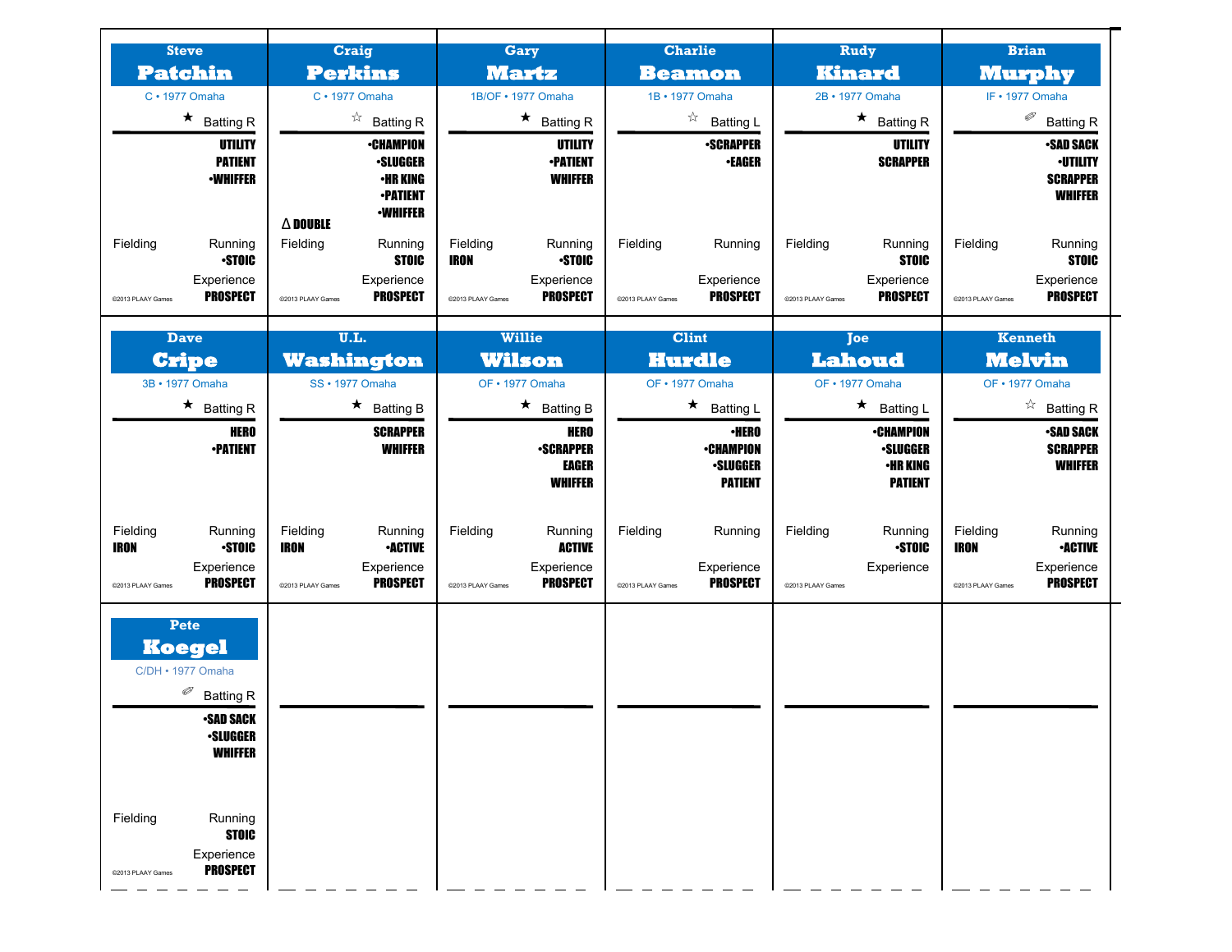## Steve Patchin

C • 1977 Omaha

★ Batting R

UTILITY
PATIENT
•WHIFFER

Fielding

Running
•STOIC

Experience
PROSPECT

©2013 PLAAY Games

## Craig Perkins

C • 1977 Omaha

☆ Batting R

•CHAMPION
•SLUGGER
•HR KING
•PATIENT
•WHIFFER

Δ DOUBLE

Fielding

Running
STOIC

Experience
PROSPECT

©2013 PLAAY Games

## Gary Martz

1B/OF • 1977 Omaha

★ Batting R

UTILITY
•PATIENT
WHIFFER

Fielding
IRON

Running
•STOIC

Experience
PROSPECT

©2013 PLAAY Games

## Charlie Beamon

1B • 1977 Omaha

☆ Batting L

•SCRAPPER
•EAGER

Fielding

Running

Experience
PROSPECT

©2013 PLAAY Games

## Rudy Kinard

2B • 1977 Omaha

★ Batting R

UTILITY
SCRAPPER

Fielding

Running
STOIC

Experience
PROSPECT

©2013 PLAAY Games

## Brian Murphy

IF • 1977 Omaha

✎ Batting R

•SAD SACK
•UTILITY
SCRAPPER
WHIFFER

Fielding

Running
STOIC

Experience
PROSPECT

©2013 PLAAY Games

## Dave Cripe

3B • 1977 Omaha

★ Batting R

HERO
•PATIENT

Fielding
IRON

Running
•STOIC

Experience
PROSPECT

©2013 PLAAY Games

## U.L. Washington

SS • 1977 Omaha

★ Batting B

SCRAPPER
WHIFFER

Fielding
IRON

Running
•ACTIVE

Experience
PROSPECT

©2013 PLAAY Games

## Willie Wilson

OF • 1977 Omaha

★ Batting B

HERO
•SCRAPPER
EAGER
WHIFFER

Fielding

Running
ACTIVE

Experience
PROSPECT

©2013 PLAAY Games

## Clint Hurdle

OF • 1977 Omaha

★ Batting L

•HERO
•CHAMPION
•SLUGGER
PATIENT

Fielding

Running

Experience
PROSPECT

©2013 PLAAY Games

## Joe Lahoud

OF • 1977 Omaha

★ Batting L

•CHAMPION
•SLUGGER
•HR KING
PATIENT

Fielding

Running
•STOIC

Experience

©2013 PLAAY Games

## Kenneth Melvin

OF • 1977 Omaha

☆ Batting R

•SAD SACK
SCRAPPER
WHIFFER

Fielding
IRON

Running
•ACTIVE

Experience
PROSPECT

©2013 PLAAY Games

## Pete Koegel

C/DH • 1977 Omaha

✎ Batting R

•SAD SACK
•SLUGGER
WHIFFER

Fielding

Running
STOIC

Experience
PROSPECT

©2013 PLAAY Games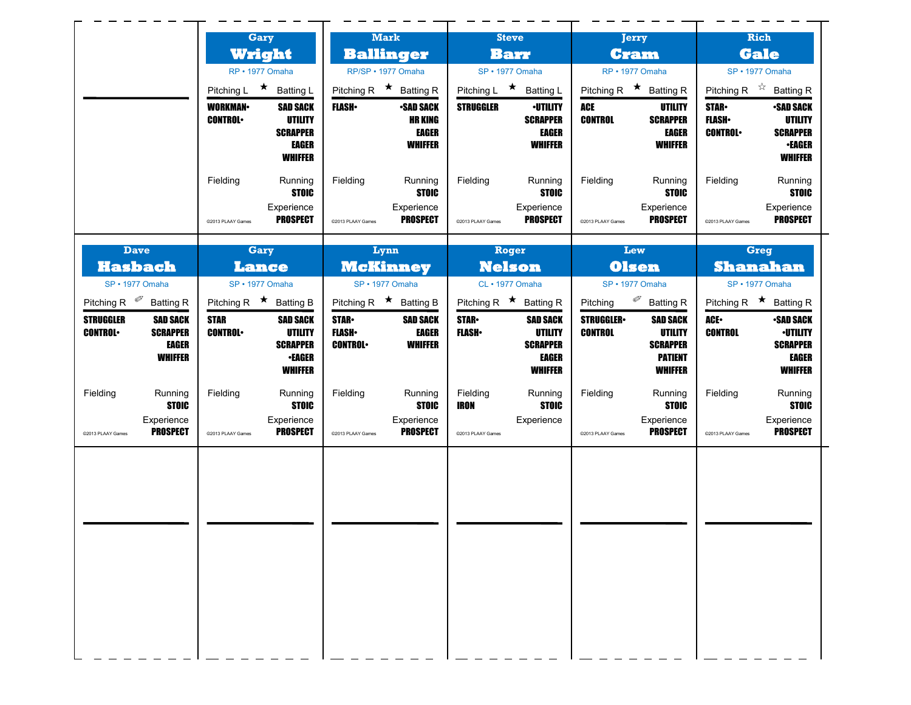## Gary Wright

RP • 1977 Omaha

Pitching L ★ Batting L

**WORKMAN•** **CONTROL•**

**SAD SACK** **UTILITY** **SCRAPPER** **EAGER** **WHIFFER**

Fielding

Running **STOIC**

Experience **PROSPECT**

©2013 PLAAY Games

## Mark Ballinger

RP/SP • 1977 Omaha

Pitching R ★ Batting R

**FLASH•**

**•SAD SACK** **HR KING** **EAGER** **WHIFFER**

Fielding

Running **STOIC**

Experience **PROSPECT**

©2013 PLAAY Games

## Steve Barr

SP • 1977 Omaha

Pitching L ★ Batting L

**STRUGGLER**

**•UTILITY** **SCRAPPER** **EAGER** **WHIFFER**

Fielding

Running **STOIC**

Experience **PROSPECT**

©2013 PLAAY Games

## Jerry Cram

RP • 1977 Omaha

Pitching R ★ Batting R

**ACE** **CONTROL**

**UTILITY** **SCRAPPER** **EAGER** **WHIFFER**

Fielding

Running **STOIC**

Experience **PROSPECT**

©2013 PLAAY Games

## Rich Gale

SP • 1977 Omaha

Pitching R ☆ Batting R

**STAR•** **FLASH•** **CONTROL•**

**•SAD SACK** **UTILITY** **SCRAPPER** **•EAGER** **WHIFFER**

Fielding

Running **STOIC**

Experience **PROSPECT**

©2013 PLAAY Games

## Dave Hasbach

SP • 1977 Omaha

Pitching R ✏ Batting R

**STRUGGLER** **CONTROL•**

**SAD SACK** **SCRAPPER** **EAGER** **WHIFFER**

Fielding

Running **STOIC**

Experience **PROSPECT**

©2013 PLAAY Games

## Gary Lance

SP • 1977 Omaha

Pitching R ★ Batting B

**STAR** **CONTROL•**

**SAD SACK** **UTILITY** **SCRAPPER** **•EAGER** **WHIFFER**

Fielding

Running **STOIC**

Experience **PROSPECT**

©2013 PLAAY Games

## Lynn McKinney

SP • 1977 Omaha

Pitching R ★ Batting B

**STAR•** **FLASH•** **CONTROL•**

**SAD SACK** **EAGER** **WHIFFER**

Fielding

Running **STOIC**

Experience **PROSPECT**

©2013 PLAAY Games

## Roger Nelson

CL • 1977 Omaha

Pitching R ★ Batting R

**STAR•** **FLASH•**

**SAD SACK** **UTILITY** **SCRAPPER** **EAGER** **WHIFFER**

Fielding **IRON**

Running **STOIC**

Experience

©2013 PLAAY Games

## Lew Olsen

SP • 1977 Omaha

Pitching ✏ Batting R

**STRUGGLER•** **CONTROL**

**SAD SACK** **UTILITY** **SCRAPPER** **PATIENT** **WHIFFER**

Fielding

Running **STOIC**

Experience **PROSPECT**

©2013 PLAAY Games

## Greg Shanahan

SP • 1977 Omaha

Pitching R ★ Batting R

**ACE•** **CONTROL**

**•SAD SACK** **•UTILITY** **SCRAPPER** **EAGER** **WHIFFER**

Fielding

Running **STOIC**

Experience **PROSPECT**

©2013 PLAAY Games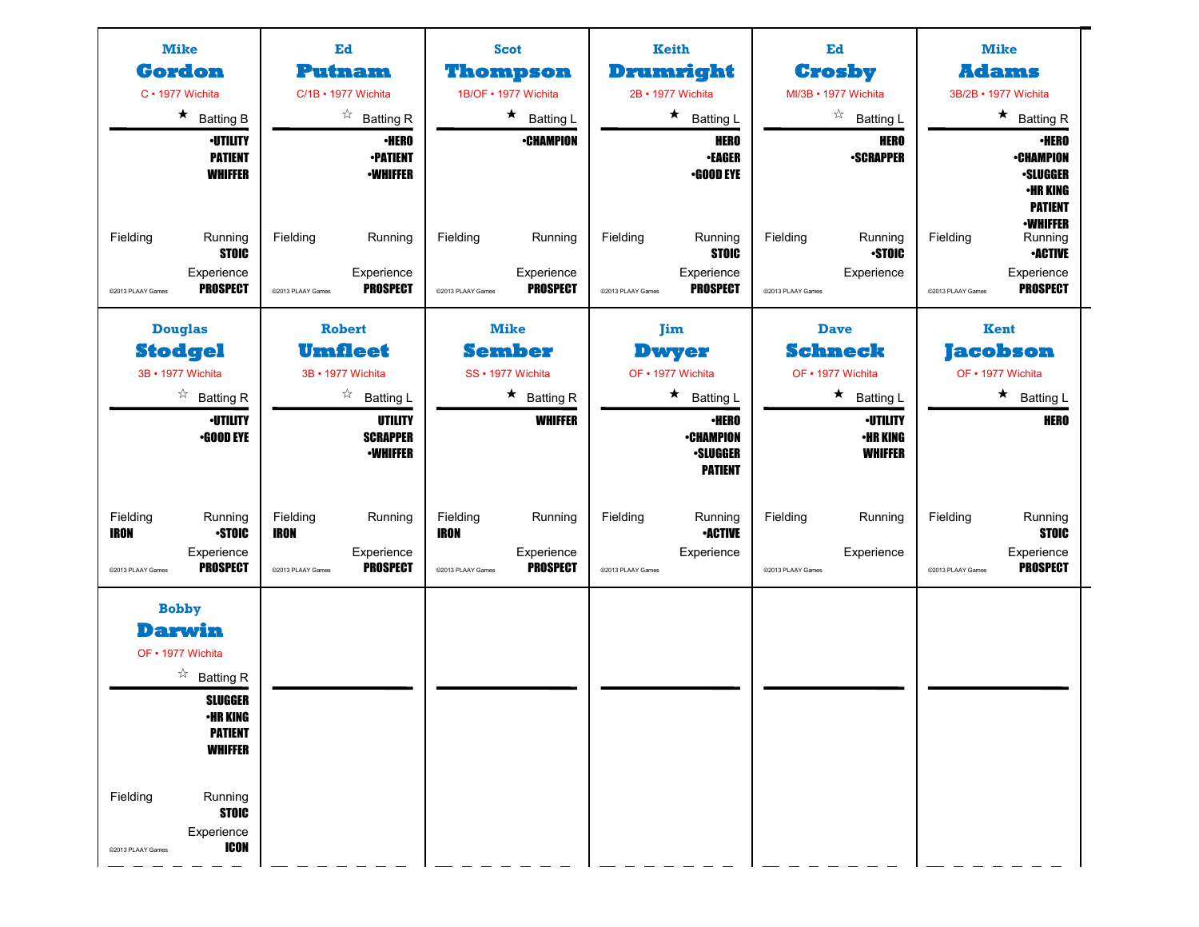## Mike Gordon
C • 1977 Wichita

★ Batting B

•UTILITY
PATIENT
WHIFFER

Fielding

Running
STOIC

Experience
PROSPECT

©2013 PLAAY Games

## Ed Putnam
C/1B • 1977 Wichita

☆ Batting R

•HERO
•PATIENT
•WHIFFER

Fielding

Running

Experience
PROSPECT

©2013 PLAAY Games

## Scot Thompson
1B/OF • 1977 Wichita

★ Batting L

•CHAMPION

Fielding

Running

Experience
PROSPECT

©2013 PLAAY Games

## Keith Drumright
2B • 1977 Wichita

★ Batting L

HERO
•EAGER
•GOOD EYE

Fielding

Running
STOIC

Experience
PROSPECT

©2013 PLAAY Games

## Ed Crosby
MI/3B • 1977 Wichita

☆ Batting L

HERO
•SCRAPPER

Fielding

Running
•STOIC

Experience

©2013 PLAAY Games

## Mike Adams
3B/2B • 1977 Wichita

★ Batting R

•HERO
•CHAMPION
•SLUGGER
•HR KING
PATIENT
•WHIFFER

Fielding

Running
•ACTIVE

Experience
PROSPECT

©2013 PLAAY Games

## Douglas Stodgel
3B • 1977 Wichita

☆ Batting R

•UTILITY
•GOOD EYE

Fielding
IRON

Running
•STOIC

Experience
PROSPECT

©2013 PLAAY Games

## Robert Umfleet
3B • 1977 Wichita

☆ Batting L

UTILITY
SCRAPPER
•WHIFFER

Fielding
IRON

Running

Experience
PROSPECT

©2013 PLAAY Games

## Mike Sember
SS • 1977 Wichita

★ Batting R

WHIFFER

Fielding
IRON

Running

Experience
PROSPECT

©2013 PLAAY Games

## Jim Dwyer
OF • 1977 Wichita

★ Batting L

•HERO
•CHAMPION
•SLUGGER
PATIENT

Fielding

Running
•ACTIVE

Experience

©2013 PLAAY Games

## Dave Schneck
OF • 1977 Wichita

★ Batting L

•UTILITY
•HR KING
WHIFFER

Fielding

Running

Experience

©2013 PLAAY Games

## Kent Jacobson
OF • 1977 Wichita

★ Batting L

HERO

Fielding

Running
STOIC

Experience
PROSPECT

©2013 PLAAY Games

## Bobby Darwin
OF • 1977 Wichita

☆ Batting R

SLUGGER
•HR KING
PATIENT
WHIFFER

Fielding

Running
STOIC

Experience
ICON

©2013 PLAAY Games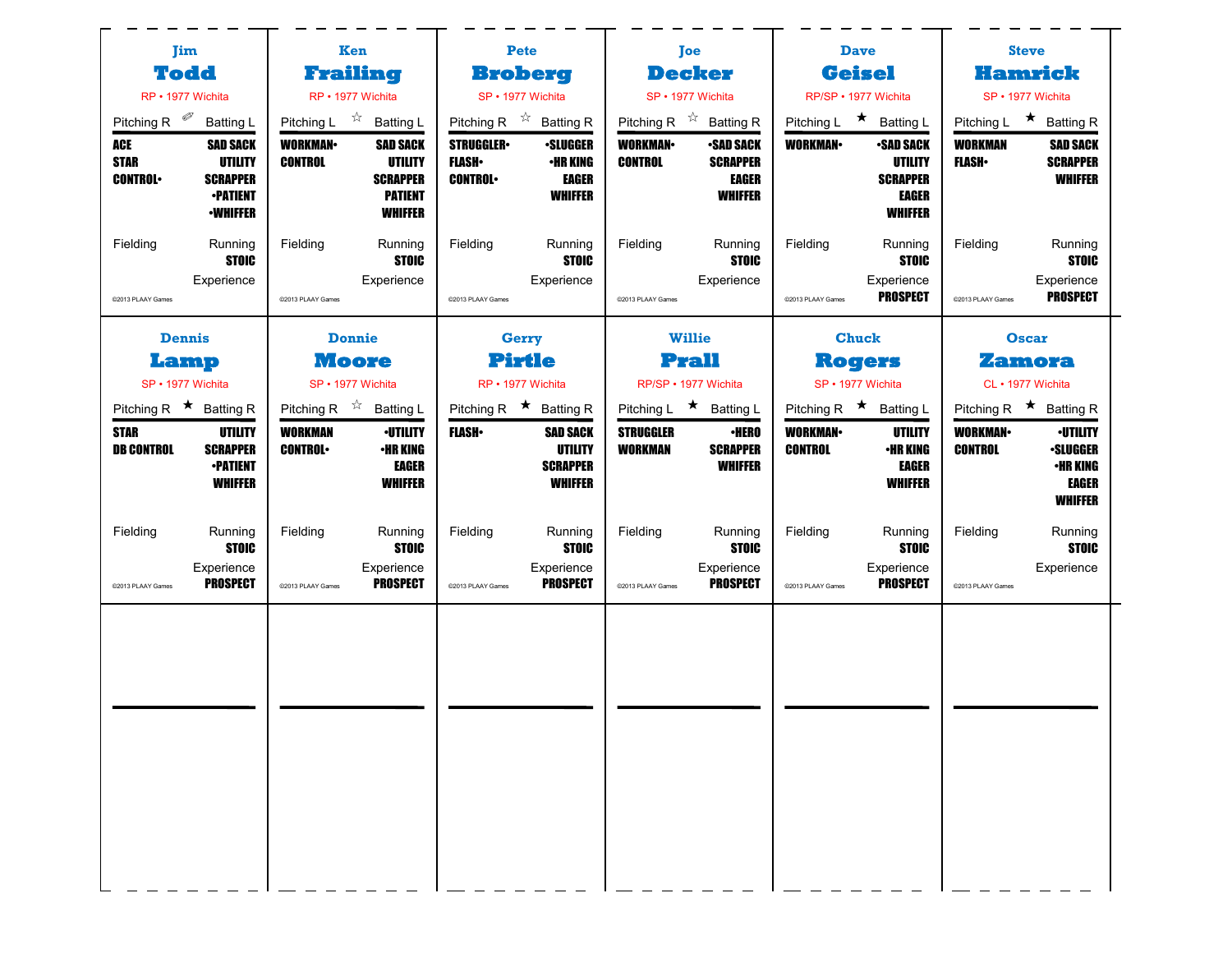## Jim Todd
RP • 1977 Wichita

Pitching R ✐ Batting L

| Pitching | Batting |
|---|---|
| ACE | SAD SACK |
| STAR | UTILITY |
| CONTROL• | SCRAPPER |
| | •PATIENT |
| | •WHIFFER |

Fielding — Running: STOIC — Experience

©2013 PLAAY Games

## Ken Frailing
RP • 1977 Wichita

Pitching L ☆ Batting L

| Pitching | Batting |
|---|---|
| WORKMAN• | SAD SACK |
| CONTROL | UTILITY |
| | SCRAPPER |
| | PATIENT |
| | WHIFFER |

Fielding — Running: STOIC — Experience

©2013 PLAAY Games

## Pete Broberg
SP • 1977 Wichita

Pitching R ☆ Batting R

| Pitching | Batting |
|---|---|
| STRUGGLER• | •SLUGGER |
| FLASH• | •HR KING |
| CONTROL• | EAGER |
| | WHIFFER |

Fielding — Running: STOIC — Experience

©2013 PLAAY Games

## Joe Decker
SP • 1977 Wichita

Pitching R ☆ Batting R

| Pitching | Batting |
|---|---|
| WORKMAN• | •SAD SACK |
| CONTROL | SCRAPPER |
| | EAGER |
| | WHIFFER |

Fielding — Running: STOIC — Experience

©2013 PLAAY Games

## Dave Geisel
RP/SP • 1977 Wichita

Pitching L ★ Batting L

| Pitching | Batting |
|---|---|
| WORKMAN• | •SAD SACK |
| | UTILITY |
| | SCRAPPER |
| | EAGER |
| | WHIFFER |

Fielding — Running: STOIC — Experience: PROSPECT

©2013 PLAAY Games

## Steve Hamrick
SP • 1977 Wichita

Pitching L ★ Batting R

| Pitching | Batting |
|---|---|
| WORKMAN | SAD SACK |
| FLASH• | SCRAPPER |
| | WHIFFER |

Fielding — Running: STOIC — Experience: PROSPECT

©2013 PLAAY Games

## Dennis Lamp
SP • 1977 Wichita

Pitching R ★ Batting R

| Pitching | Batting |
|---|---|
| STAR | UTILITY |
| DB CONTROL | SCRAPPER |
| | •PATIENT |
| | WHIFFER |

Fielding — Running: STOIC — Experience: PROSPECT

©2013 PLAAY Games

## Donnie Moore
SP • 1977 Wichita

Pitching R ☆ Batting L

| Pitching | Batting |
|---|---|
| WORKMAN | •UTILITY |
| CONTROL• | •HR KING |
| | EAGER |
| | WHIFFER |

Fielding — Running: STOIC — Experience: PROSPECT

©2013 PLAAY Games

## Gerry Pirtle
RP • 1977 Wichita

Pitching R ★ Batting R

| Pitching | Batting |
|---|---|
| FLASH• | SAD SACK |
| | UTILITY |
| | SCRAPPER |
| | WHIFFER |

Fielding — Running: STOIC — Experience: PROSPECT

©2013 PLAAY Games

## Willie Prall
RP/SP • 1977 Wichita

Pitching L ★ Batting L

| Pitching | Batting |
|---|---|
| STRUGGLER | •HERO |
| WORKMAN | SCRAPPER |
| | WHIFFER |

Fielding — Running: STOIC — Experience: PROSPECT

©2013 PLAAY Games

## Chuck Rogers
SP • 1977 Wichita

Pitching R ★ Batting L

| Pitching | Batting |
|---|---|
| WORKMAN• | UTILITY |
| CONTROL | •HR KING |
| | EAGER |
| | WHIFFER |

Fielding — Running: STOIC — Experience: PROSPECT

©2013 PLAAY Games

## Oscar Zamora
CL • 1977 Wichita

Pitching R ★ Batting R

| Pitching | Batting |
|---|---|
| WORKMAN• | •UTILITY |
| CONTROL | •SLUGGER |
| | •HR KING |
| | EAGER |
| | WHIFFER |

Fielding — Running: STOIC — Experience

©2013 PLAAY Games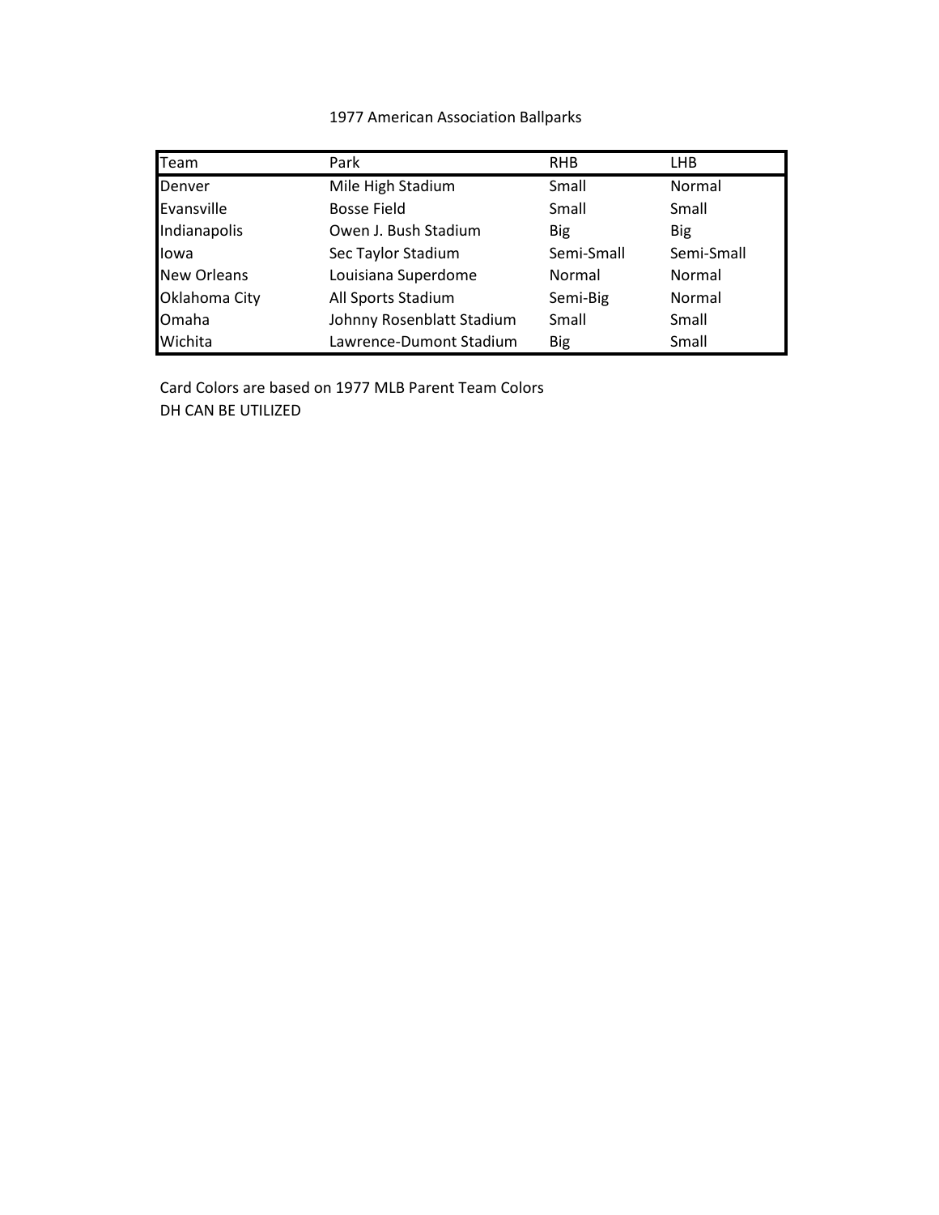1977 American Association Ballparks

| Team | Park | RHB | LHB |
|---|---|---|---|
| Denver | Mile High Stadium | Small | Normal |
| Evansville | Bosse Field | Small | Small |
| Indianapolis | Owen J. Bush Stadium | Big | Big |
| Iowa | Sec Taylor Stadium | Semi-Small | Semi-Small |
| New Orleans | Louisiana Superdome | Normal | Normal |
| Oklahoma City | All Sports Stadium | Semi-Big | Normal |
| Omaha | Johnny Rosenblatt Stadium | Small | Small |
| Wichita | Lawrence-Dumont Stadium | Big | Small |

Card Colors are based on 1977 MLB Parent Team Colors
DH CAN BE UTILIZED